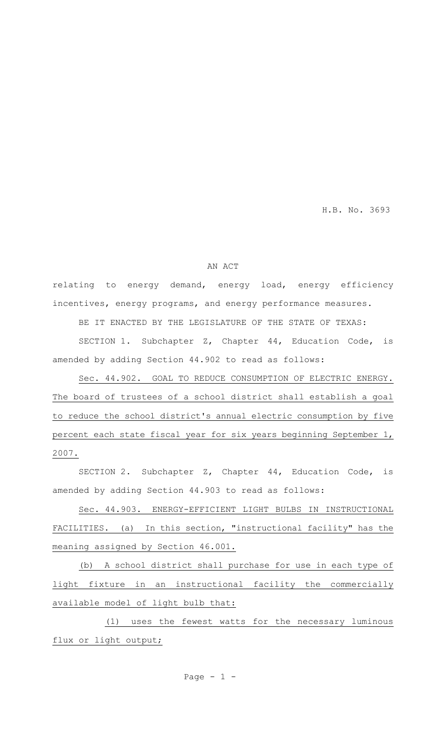H.B. No. 3693

AN ACT

relating to energy demand, energy load, energy efficiency incentives, energy programs, and energy performance measures.

BE IT ENACTED BY THE LEGISLATURE OF THE STATE OF TEXAS:

SECTION 1. Subchapter Z, Chapter 44, Education Code, is amended by adding Section 44.902 to read as follows:

Sec. 44.902. GOAL TO REDUCE CONSUMPTION OF ELECTRIC ENERGY. The board of trustees of a school district shall establish a goal to reduce the school district's annual electric consumption by five percent each state fiscal year for six years beginning September 1, 2007.

SECTION 2. Subchapter Z, Chapter 44, Education Code, is amended by adding Section 44.903 to read as follows:

Sec. 44.903. ENERGY-EFFICIENT LIGHT BULBS IN INSTRUCTIONAL FACILITIES. (a) In this section, "instructional facility" has the meaning assigned by Section 46.001.

(b) A school district shall purchase for use in each type of light fixture in an instructional facility the commercially available model of light bulb that:

(1) uses the fewest watts for the necessary luminous flux or light output;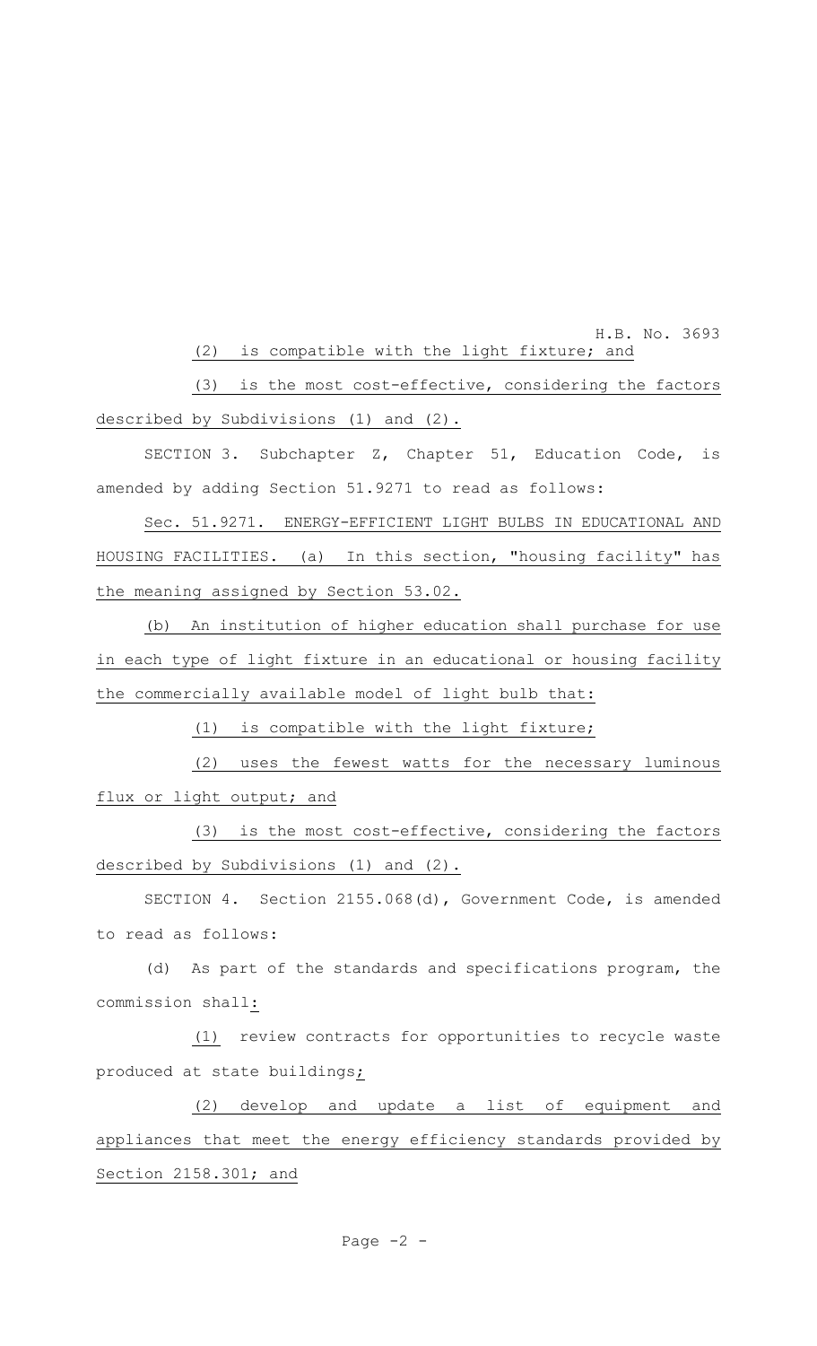(2) is compatible with the light fixture; and

(3) is the most cost-effective, considering the factors described by Subdivisions (1) and (2).

SECTION 3. Subchapter Z, Chapter 51, Education Code, is amended by adding Section 51.9271 to read as follows:

Sec. 51.9271. ENERGY-EFFICIENT LIGHT BULBS IN EDUCATIONAL AND HOUSING FACILITIES. (a) In this section, "housing facility" has the meaning assigned by Section 53.02.

(b) An institution of higher education shall purchase for use in each type of light fixture in an educational or housing facility the commercially available model of light bulb that:

(1) is compatible with the light fixture;

(2) uses the fewest watts for the necessary luminous flux or light output; and

(3) is the most cost-effective, considering the factors described by Subdivisions (1) and (2).

SECTION 4. Section 2155.068(d), Government Code, is amended to read as follows:

(d) As part of the standards and specifications program, the commission shall:

(1) review contracts for opportunities to recycle waste produced at state buildings;

(2) develop and update a list of equipment and appliances that meet the energy efficiency standards provided by Section 2158.301; and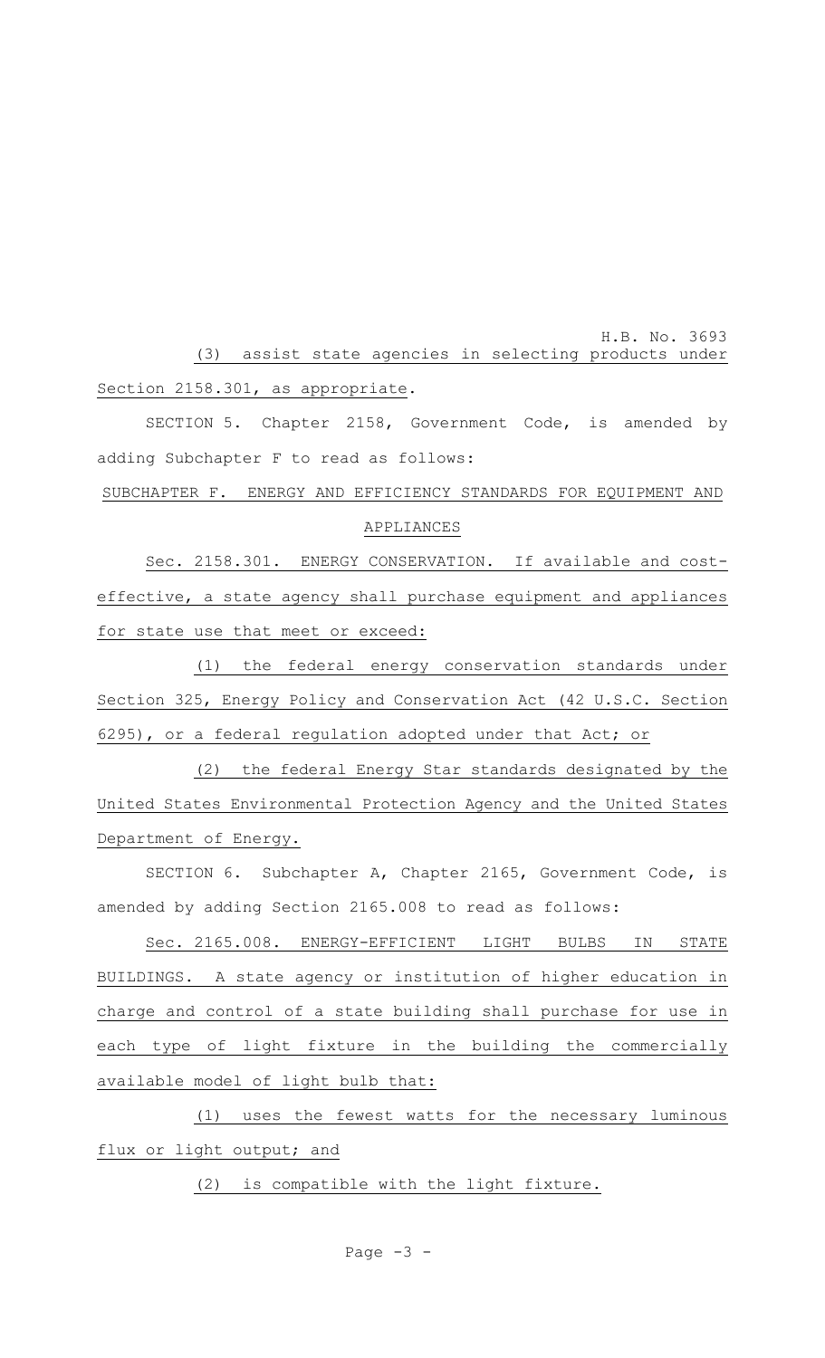(3) assist state agencies in selecting products under Section 2158.301, as appropriate.

SECTION 5. Chapter 2158, Government Code, is amended by adding Subchapter F to read as follows:

SUBCHAPTER F. ENERGY AND EFFICIENCY STANDARDS FOR EQUIPMENT AND APPLIANCES

Sec. 2158.301. ENERGY CONSERVATION. If available and cost-effective, a state agency shall purchase equipment and appliances for state use that meet or exceed:

(1) the federal energy conservation standards under Section 325, Energy Policy and Conservation Act (42 U.S.C. Section 6295), or a federal regulation adopted under that Act; or

(2) the federal Energy Star standards designated by the United States Environmental Protection Agency and the United States Department of Energy.

SECTION 6. Subchapter A, Chapter 2165, Government Code, is amended by adding Section 2165.008 to read as follows:

Sec. 2165.008. ENERGY-EFFICIENT LIGHT BULBS IN STATE BUILDINGS. A state agency or institution of higher education in charge and control of a state building shall purchase for use in each type of light fixture in the building the commercially available model of light bulb that:

(1) uses the fewest watts for the necessary luminous flux or light output; and

(2) is compatible with the light fixture.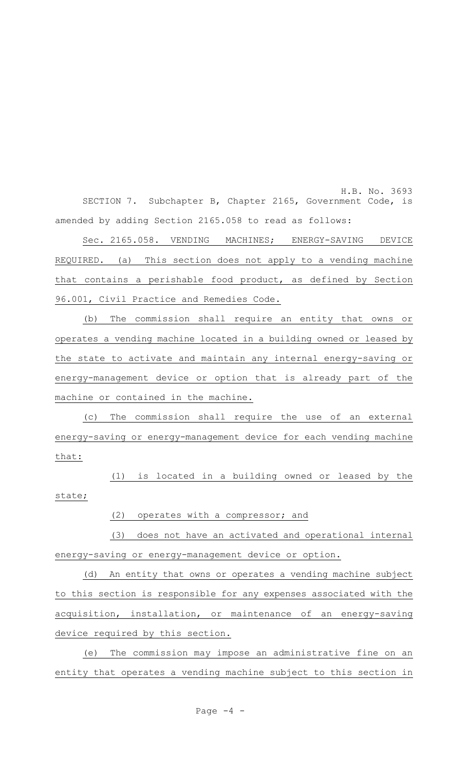SECTION 7. Subchapter B, Chapter 2165, Government Code, is amended by adding Section 2165.058 to read as follows:

Sec. 2165.058. VENDING MACHINES; ENERGY-SAVING DEVICE REQUIRED. (a) This section does not apply to a vending machine that contains a perishable food product, as defined by Section 96.001, Civil Practice and Remedies Code.

(b) The commission shall require an entity that owns or operates a vending machine located in a building owned or leased by the state to activate and maintain any internal energy-saving or energy-management device or option that is already part of the machine or contained in the machine.

(c) The commission shall require the use of an external energy-saving or energy-management device for each vending machine that:

(1) is located in a building owned or leased by the state;

(2) operates with a compressor; and

(3) does not have an activated and operational internal energy-saving or energy-management device or option.

(d) An entity that owns or operates a vending machine subject to this section is responsible for any expenses associated with the acquisition, installation, or maintenance of an energy-saving device required by this section.

(e) The commission may impose an administrative fine on an entity that operates a vending machine subject to this section in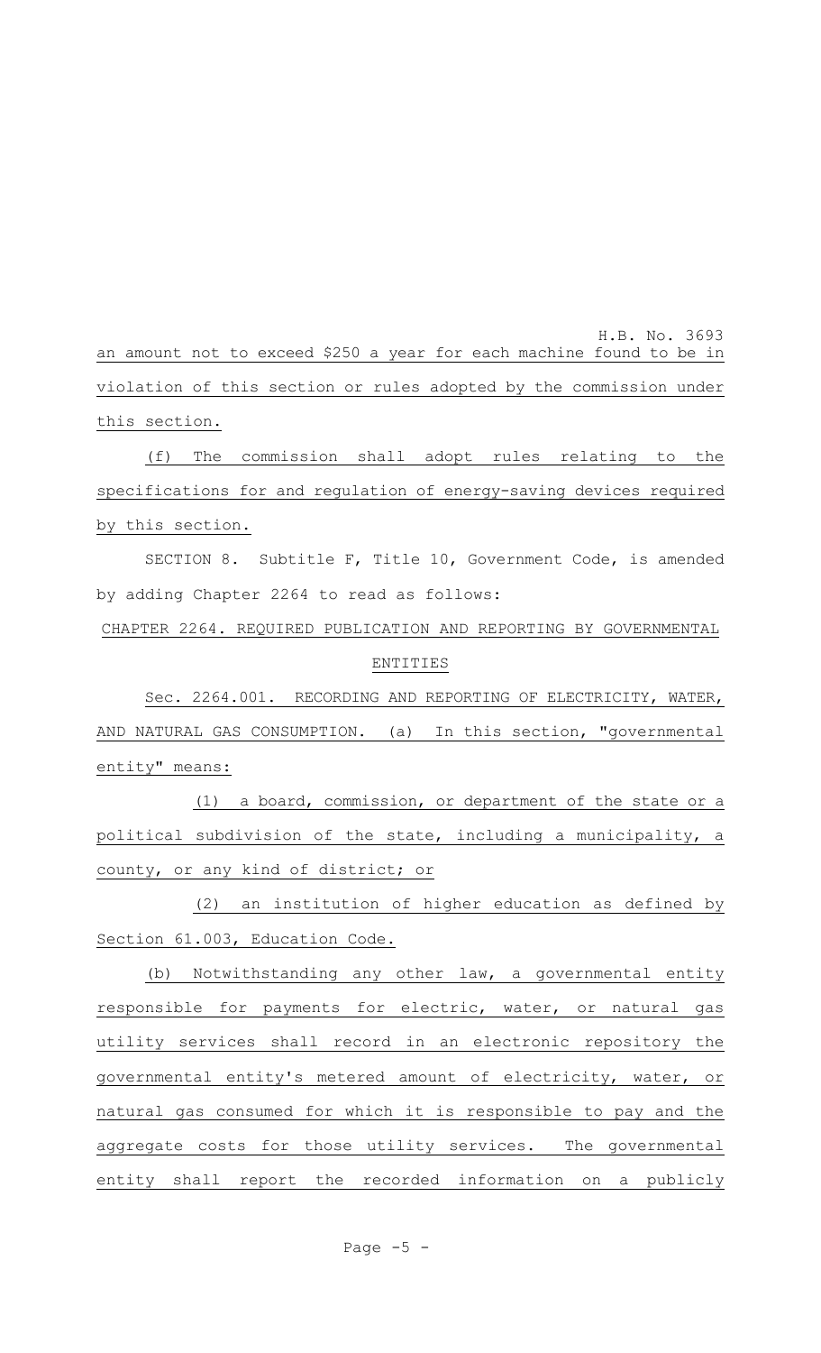an amount not to exceed $250 a year for each machine found to be in violation of this section or rules adopted by the commission under this section.

(f) The commission shall adopt rules relating to the specifications for and regulation of energy-saving devices required by this section.

SECTION 8. Subtitle F, Title 10, Government Code, is amended by adding Chapter 2264 to read as follows:

CHAPTER 2264. REQUIRED PUBLICATION AND REPORTING BY GOVERNMENTAL ENTITIES

Sec. 2264.001. RECORDING AND REPORTING OF ELECTRICITY, WATER, AND NATURAL GAS CONSUMPTION. (a) In this section, "governmental entity" means:

(1) a board, commission, or department of the state or a political subdivision of the state, including a municipality, a county, or any kind of district; or

(2) an institution of higher education as defined by Section 61.003, Education Code.

(b) Notwithstanding any other law, a governmental entity responsible for payments for electric, water, or natural gas utility services shall record in an electronic repository the governmental entity's metered amount of electricity, water, or natural gas consumed for which it is responsible to pay and the aggregate costs for those utility services. The governmental entity shall report the recorded information on a publicly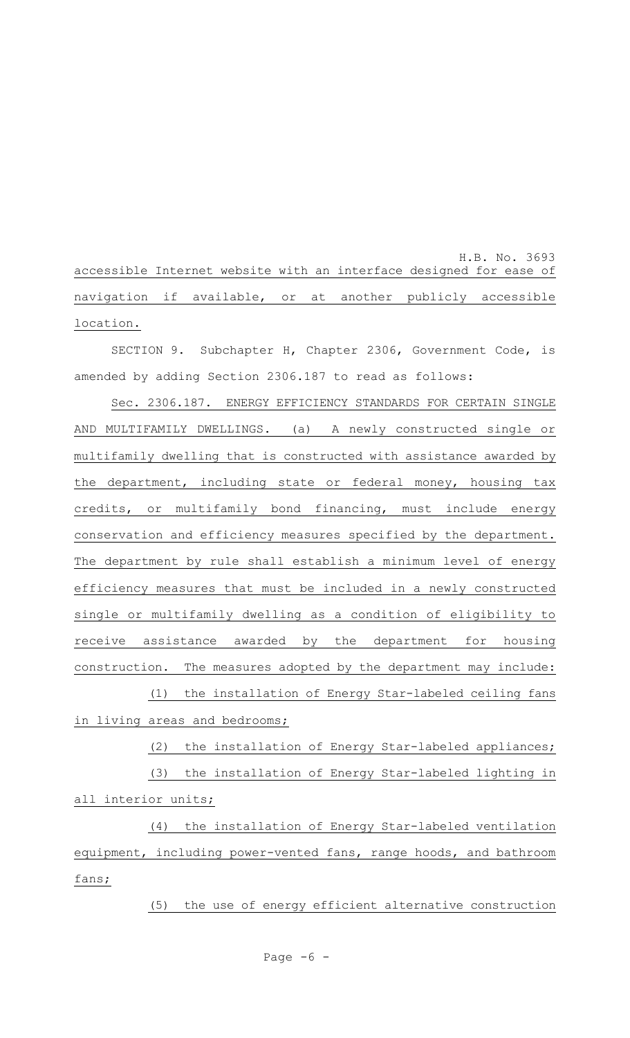accessible Internet website with an interface designed for ease of navigation if available, or at another publicly accessible location.

SECTION 9. Subchapter H, Chapter 2306, Government Code, is amended by adding Section 2306.187 to read as follows:

Sec. 2306.187. ENERGY EFFICIENCY STANDARDS FOR CERTAIN SINGLE AND MULTIFAMILY DWELLINGS. (a) A newly constructed single or multifamily dwelling that is constructed with assistance awarded by the department, including state or federal money, housing tax credits, or multifamily bond financing, must include energy conservation and efficiency measures specified by the department. The department by rule shall establish a minimum level of energy efficiency measures that must be included in a newly constructed single or multifamily dwelling as a condition of eligibility to receive assistance awarded by the department for housing construction. The measures adopted by the department may include:

(1) the installation of Energy Star-labeled ceiling fans in living areas and bedrooms;

(2) the installation of Energy Star-labeled appliances;

(3) the installation of Energy Star-labeled lighting in all interior units;

(4) the installation of Energy Star-labeled ventilation equipment, including power-vented fans, range hoods, and bathroom fans;

(5) the use of energy efficient alternative construction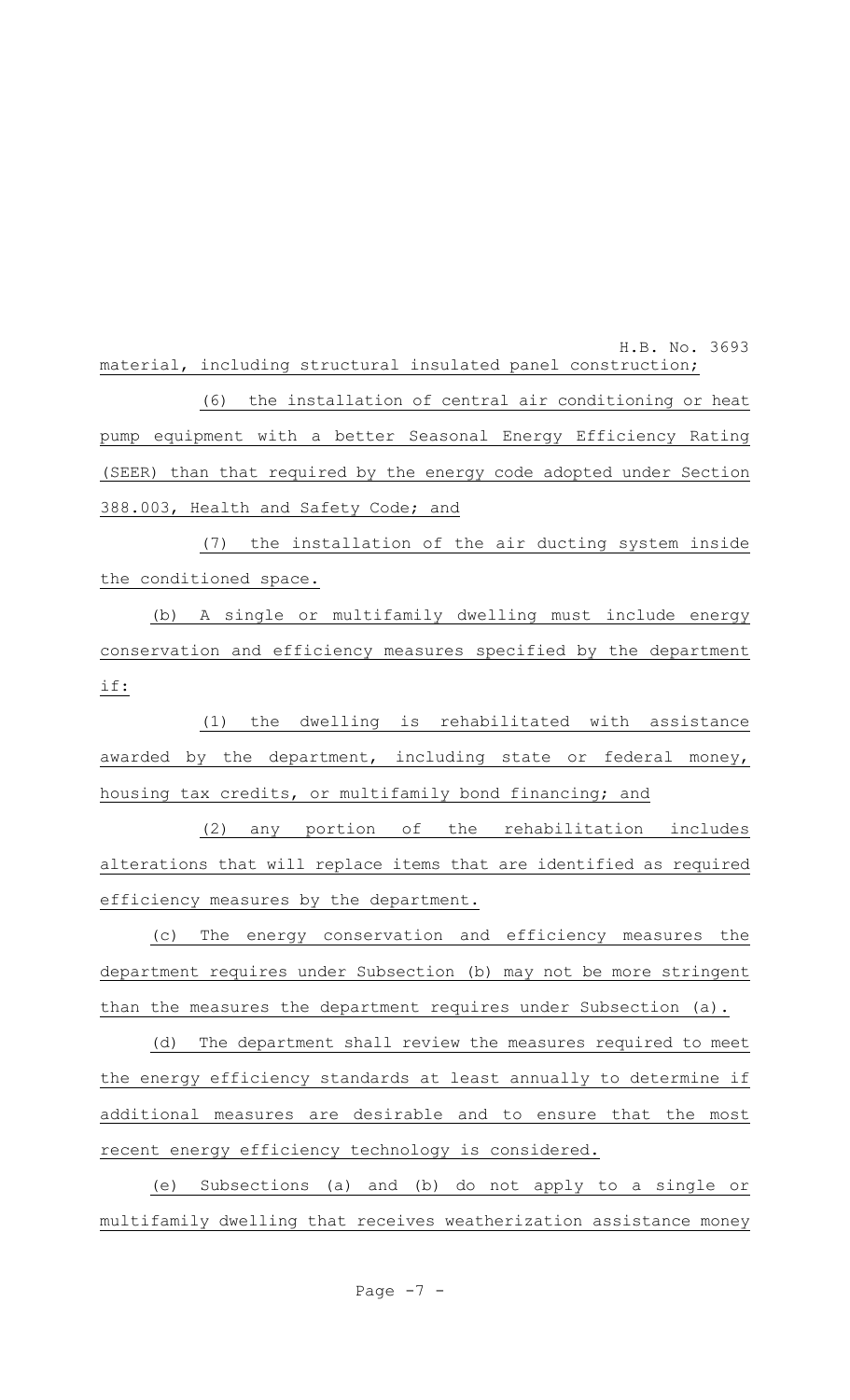material, including structural insulated panel construction;

(6) the installation of central air conditioning or heat pump equipment with a better Seasonal Energy Efficiency Rating (SEER) than that required by the energy code adopted under Section 388.003, Health and Safety Code; and

(7) the installation of the air ducting system inside the conditioned space.

(b) A single or multifamily dwelling must include energy conservation and efficiency measures specified by the department if:

(1) the dwelling is rehabilitated with assistance awarded by the department, including state or federal money, housing tax credits, or multifamily bond financing; and

(2) any portion of the rehabilitation includes alterations that will replace items that are identified as required efficiency measures by the department.

(c) The energy conservation and efficiency measures the department requires under Subsection (b) may not be more stringent than the measures the department requires under Subsection (a).

(d) The department shall review the measures required to meet the energy efficiency standards at least annually to determine if additional measures are desirable and to ensure that the most recent energy efficiency technology is considered.

(e) Subsections (a) and (b) do not apply to a single or multifamily dwelling that receives weatherization assistance money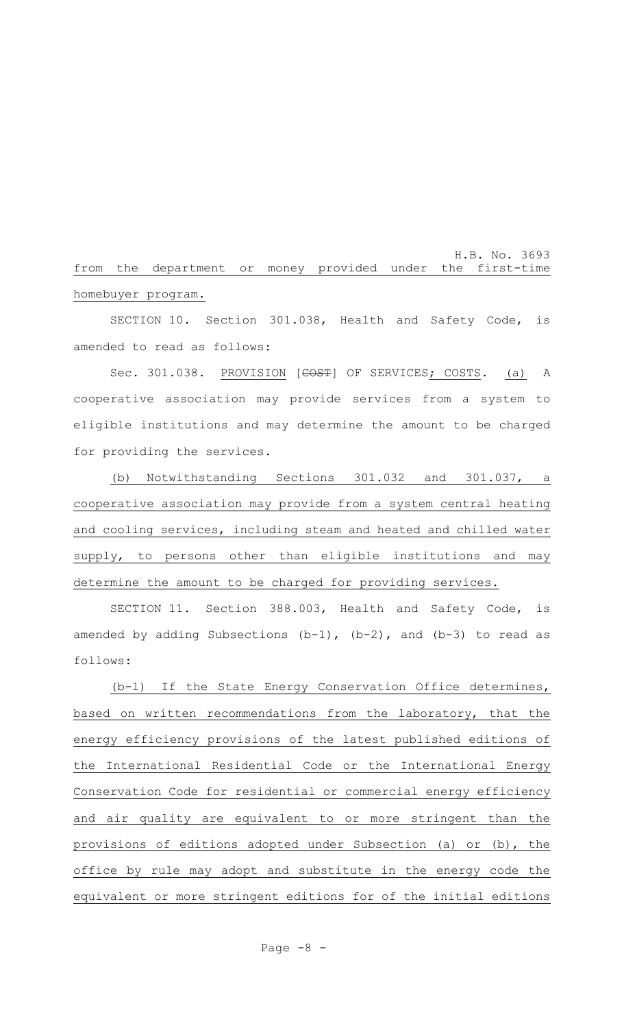from the department or money provided under the first-time homebuyer program.

SECTION 10. Section 301.038, Health and Safety Code, is amended to read as follows:

Sec. 301.038. PROVISION [~~COST~~] OF SERVICES; COSTS. (a) A cooperative association may provide services from a system to eligible institutions and may determine the amount to be charged for providing the services.

(b) Notwithstanding Sections 301.032 and 301.037, a cooperative association may provide from a system central heating and cooling services, including steam and heated and chilled water supply, to persons other than eligible institutions and may determine the amount to be charged for providing services.

SECTION 11. Section 388.003, Health and Safety Code, is amended by adding Subsections (b-1), (b-2), and (b-3) to read as follows:

(b-1) If the State Energy Conservation Office determines, based on written recommendations from the laboratory, that the energy efficiency provisions of the latest published editions of the International Residential Code or the International Energy Conservation Code for residential or commercial energy efficiency and air quality are equivalent to or more stringent than the provisions of editions adopted under Subsection (a) or (b), the office by rule may adopt and substitute in the energy code the equivalent or more stringent editions for of the initial editions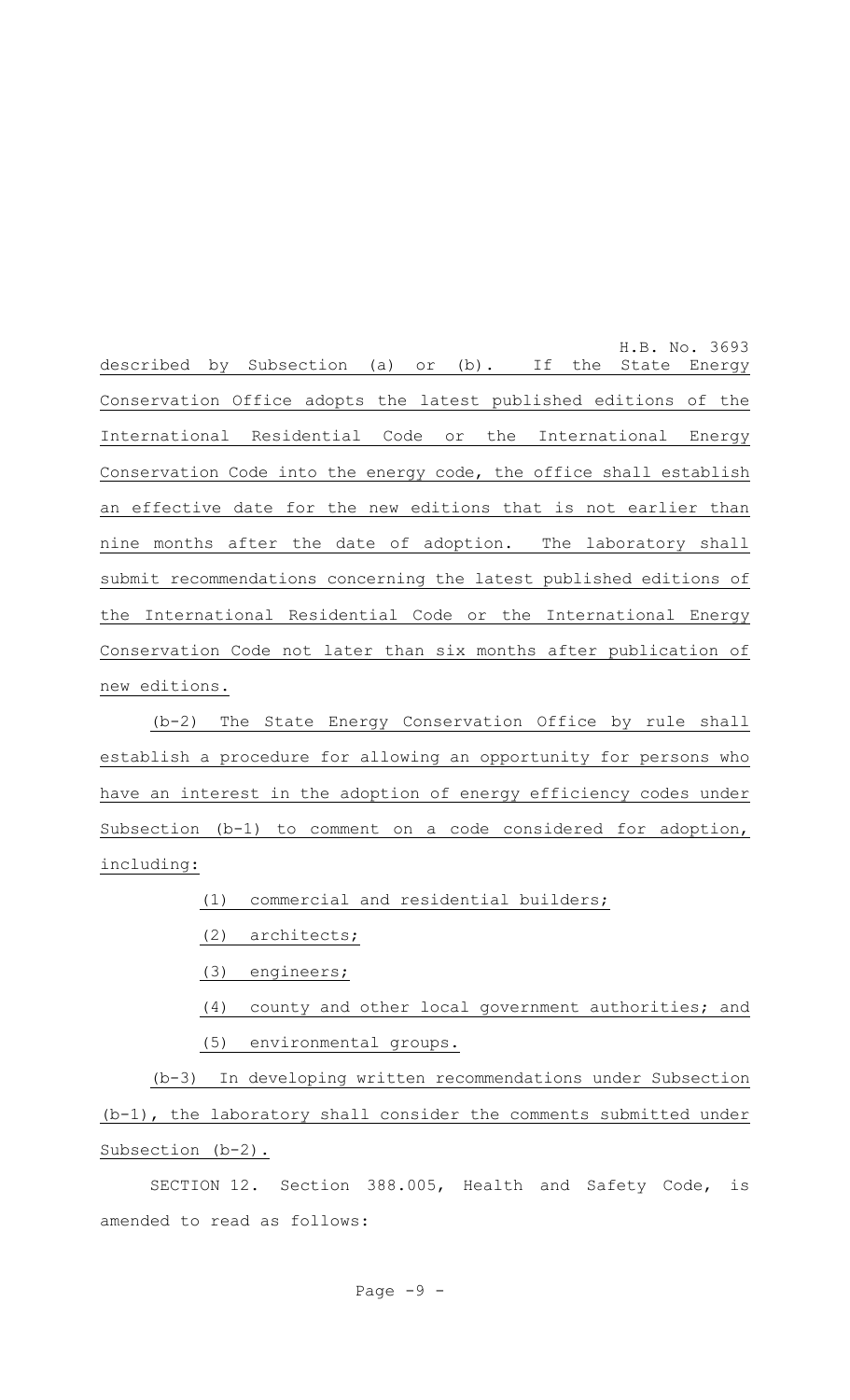described by Subsection (a) or (b). If the State Energy Conservation Office adopts the latest published editions of the International Residential Code or the International Energy Conservation Code into the energy code, the office shall establish an effective date for the new editions that is not earlier than nine months after the date of adoption. The laboratory shall submit recommendations concerning the latest published editions of the International Residential Code or the International Energy Conservation Code not later than six months after publication of new editions.

(b-2) The State Energy Conservation Office by rule shall establish a procedure for allowing an opportunity for persons who have an interest in the adoption of energy efficiency codes under Subsection (b-1) to comment on a code considered for adoption, including:

(1) commercial and residential builders;

(2) architects;

(3) engineers;

(4) county and other local government authorities; and

(5) environmental groups.

(b-3) In developing written recommendations under Subsection (b-1), the laboratory shall consider the comments submitted under Subsection (b-2).

SECTION 12. Section 388.005, Health and Safety Code, is amended to read as follows: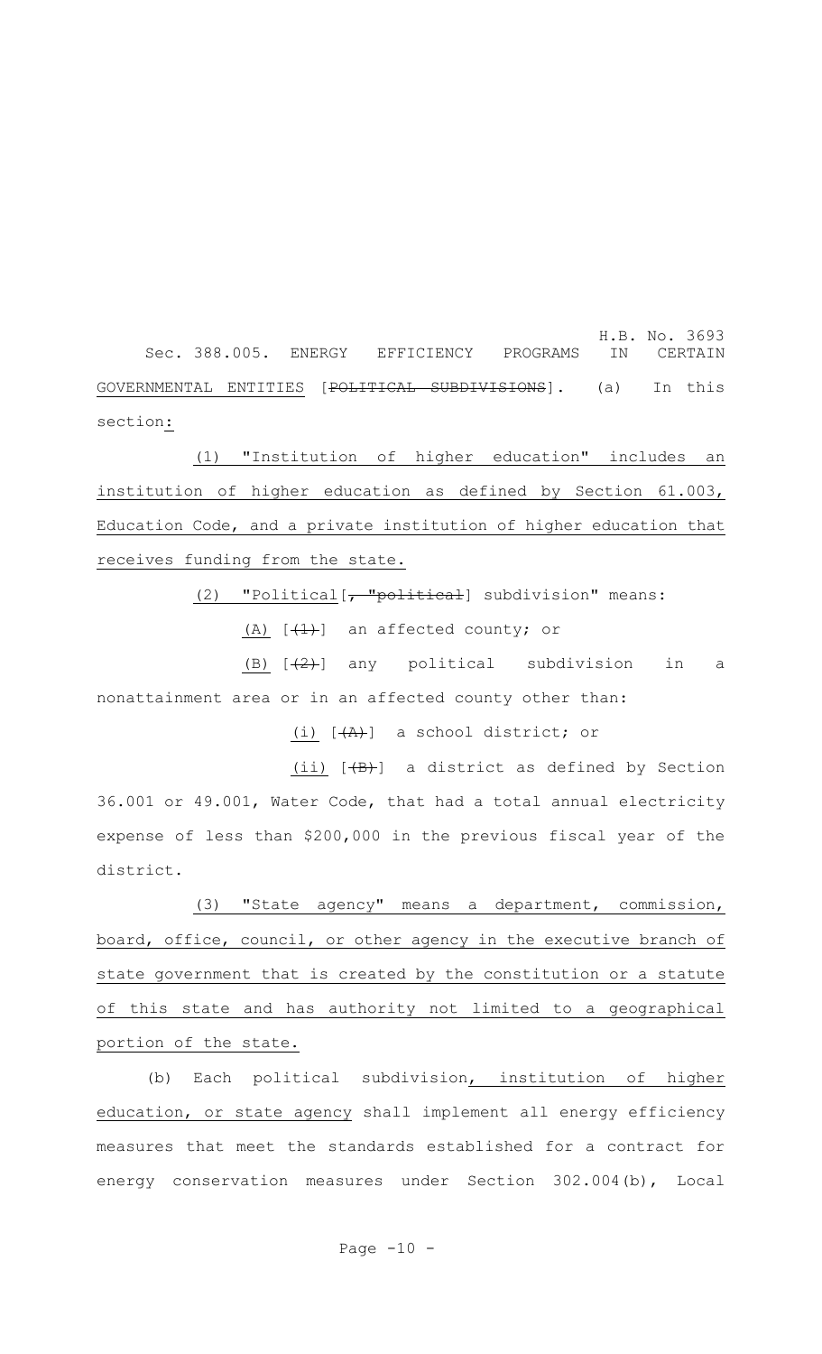Sec. 388.005. ENERGY EFFICIENCY PROGRAMS IN CERTAIN GOVERNMENTAL ENTITIES [~~POLITICAL SUBDIVISIONS~~]. (a) In this section:

(1) "Institution of higher education" includes an institution of higher education as defined by Section 61.003, Education Code, and a private institution of higher education that receives funding from the state.

(2) "Political[~~, "political~~] subdivision" means:

(A) [~~(1)~~] an affected county; or

(B) [~~(2)~~] any political subdivision in a nonattainment area or in an affected county other than:

(i) [~~(A)~~] a school district; or

(ii) [~~(B)~~] a district as defined by Section 36.001 or 49.001, Water Code, that had a total annual electricity expense of less than $200,000 in the previous fiscal year of the district.

(3) "State agency" means a department, commission, board, office, council, or other agency in the executive branch of state government that is created by the constitution or a statute of this state and has authority not limited to a geographical portion of the state.

(b) Each political subdivision, institution of higher education, or state agency shall implement all energy efficiency measures that meet the standards established for a contract for energy conservation measures under Section 302.004(b), Local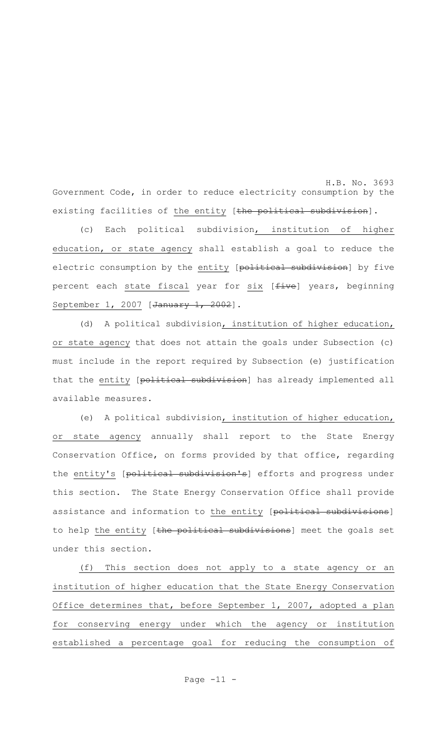Government Code, in order to reduce electricity consumption by the existing facilities of the entity [~~the political subdivision~~].

(c) Each political subdivision, institution of higher education, or state agency shall establish a goal to reduce the electric consumption by the entity [~~political subdivision~~] by five percent each state fiscal year for six [~~five~~] years, beginning September 1, 2007 [~~January 1, 2002~~].

(d) A political subdivision, institution of higher education, or state agency that does not attain the goals under Subsection (c) must include in the report required by Subsection (e) justification that the entity [~~political subdivision~~] has already implemented all available measures.

(e) A political subdivision, institution of higher education, or state agency annually shall report to the State Energy Conservation Office, on forms provided by that office, regarding the entity's [~~political subdivision's~~] efforts and progress under this section. The State Energy Conservation Office shall provide assistance and information to the entity [~~political subdivisions~~] to help the entity [~~the political subdivisions~~] meet the goals set under this section.

(f) This section does not apply to a state agency or an institution of higher education that the State Energy Conservation Office determines that, before September 1, 2007, adopted a plan for conserving energy under which the agency or institution established a percentage goal for reducing the consumption of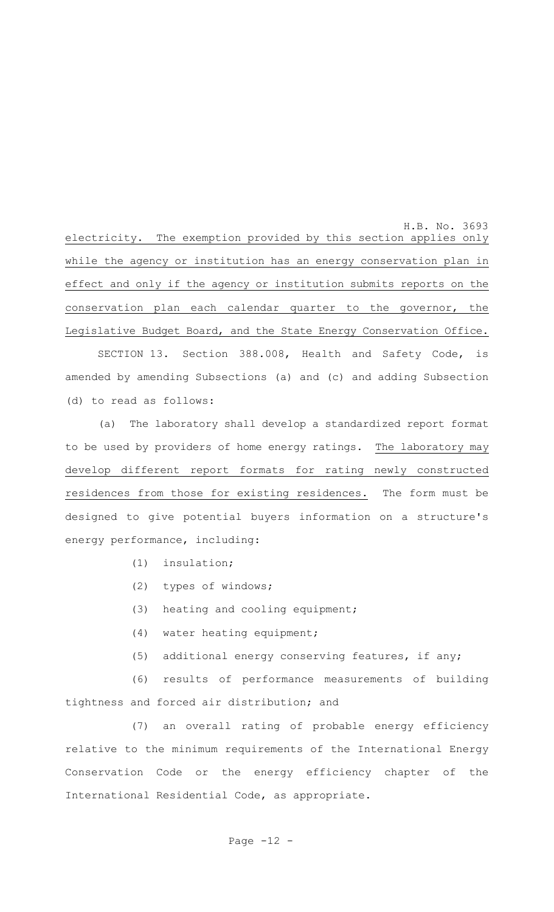electricity. The exemption provided by this section applies only while the agency or institution has an energy conservation plan in effect and only if the agency or institution submits reports on the conservation plan each calendar quarter to the governor, the Legislative Budget Board, and the State Energy Conservation Office.

SECTION 13. Section 388.008, Health and Safety Code, is amended by amending Subsections (a) and (c) and adding Subsection (d) to read as follows:

(a) The laboratory shall develop a standardized report format to be used by providers of home energy ratings. The laboratory may develop different report formats for rating newly constructed residences from those for existing residences. The form must be designed to give potential buyers information on a structure's energy performance, including:

(1) insulation;

(2) types of windows;

(3) heating and cooling equipment;

(4) water heating equipment;

(5) additional energy conserving features, if any;

(6) results of performance measurements of building tightness and forced air distribution; and

(7) an overall rating of probable energy efficiency relative to the minimum requirements of the International Energy Conservation Code or the energy efficiency chapter of the International Residential Code, as appropriate.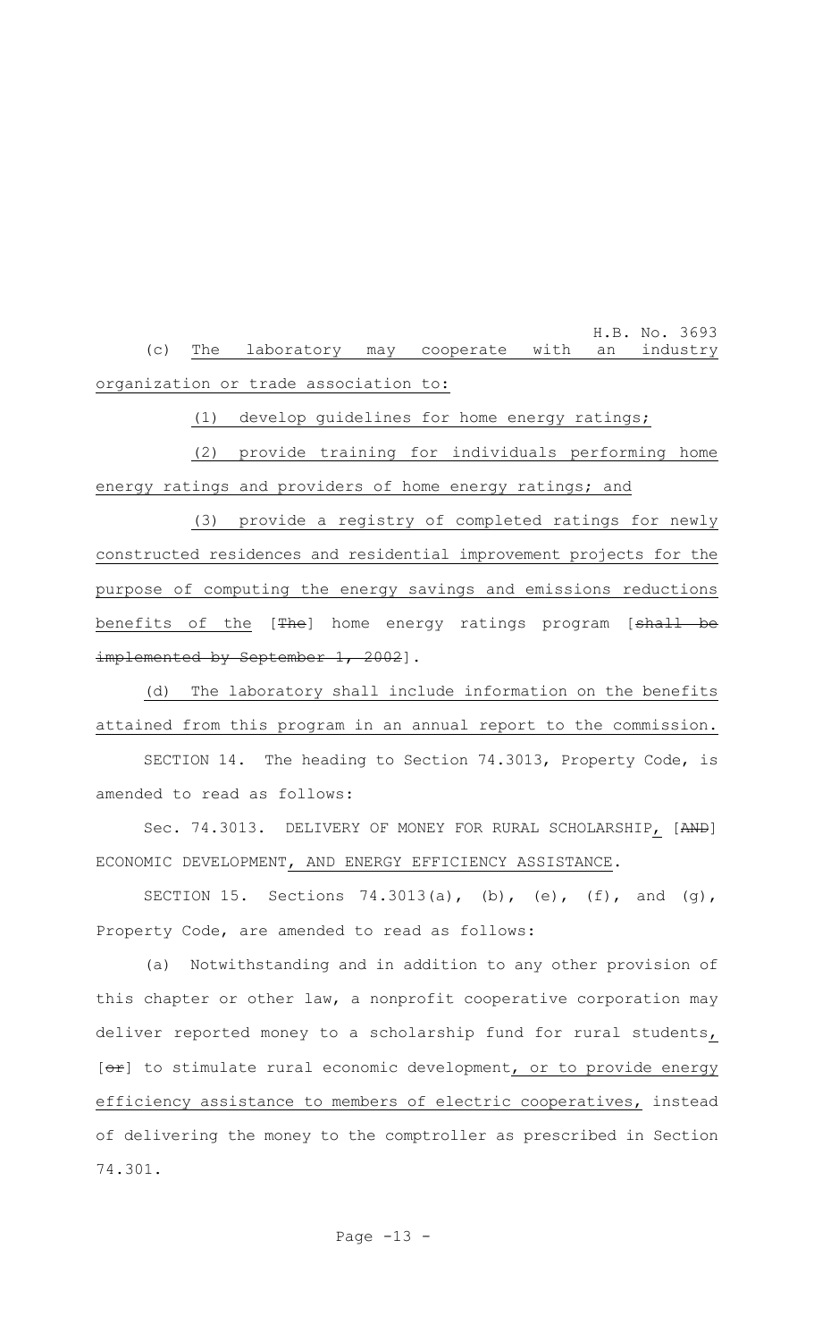(c) The laboratory may cooperate with an industry organization or trade association to:

(1) develop guidelines for home energy ratings;

(2) provide training for individuals performing home energy ratings and providers of home energy ratings; and

(3) provide a registry of completed ratings for newly constructed residences and residential improvement projects for the purpose of computing the energy savings and emissions reductions benefits of the [The] home energy ratings program [shall be implemented by September 1, 2002].

(d) The laboratory shall include information on the benefits attained from this program in an annual report to the commission.

SECTION 14. The heading to Section 74.3013, Property Code, is amended to read as follows:

Sec. 74.3013. DELIVERY OF MONEY FOR RURAL SCHOLARSHIP, [AND] ECONOMIC DEVELOPMENT, AND ENERGY EFFICIENCY ASSISTANCE.

SECTION 15. Sections 74.3013(a), (b), (e), (f), and (g), Property Code, are amended to read as follows:

(a) Notwithstanding and in addition to any other provision of this chapter or other law, a nonprofit cooperative corporation may deliver reported money to a scholarship fund for rural students, [or] to stimulate rural economic development, or to provide energy efficiency assistance to members of electric cooperatives, instead of delivering the money to the comptroller as prescribed in Section 74.301.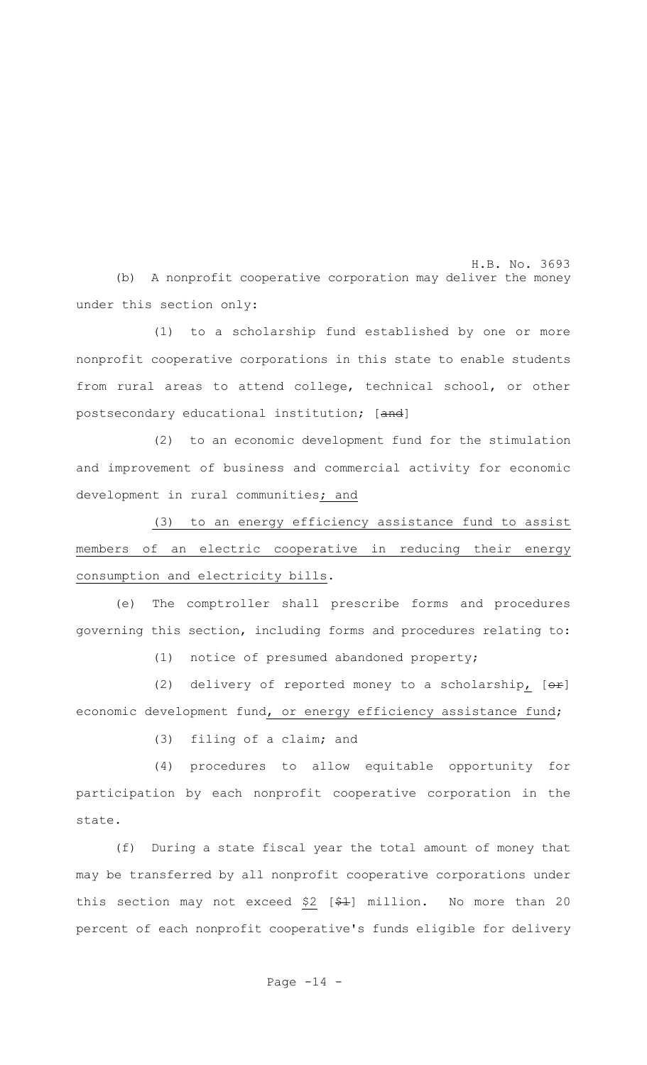(b) A nonprofit cooperative corporation may deliver the money under this section only:

(1) to a scholarship fund established by one or more nonprofit cooperative corporations in this state to enable students from rural areas to attend college, technical school, or other postsecondary educational institution; [~~and~~]

(2) to an economic development fund for the stimulation and improvement of business and commercial activity for economic development in rural communities; and

(3) to an energy efficiency assistance fund to assist members of an electric cooperative in reducing their energy consumption and electricity bills.

(e) The comptroller shall prescribe forms and procedures governing this section, including forms and procedures relating to:

(1) notice of presumed abandoned property;

(2) delivery of reported money to a scholarship, [~~or~~] economic development fund, or energy efficiency assistance fund;

(3) filing of a claim; and

(4) procedures to allow equitable opportunity for participation by each nonprofit cooperative corporation in the state.

(f) During a state fiscal year the total amount of money that may be transferred by all nonprofit cooperative corporations under this section may not exceed $2 [~~$1~~] million. No more than 20 percent of each nonprofit cooperative's funds eligible for delivery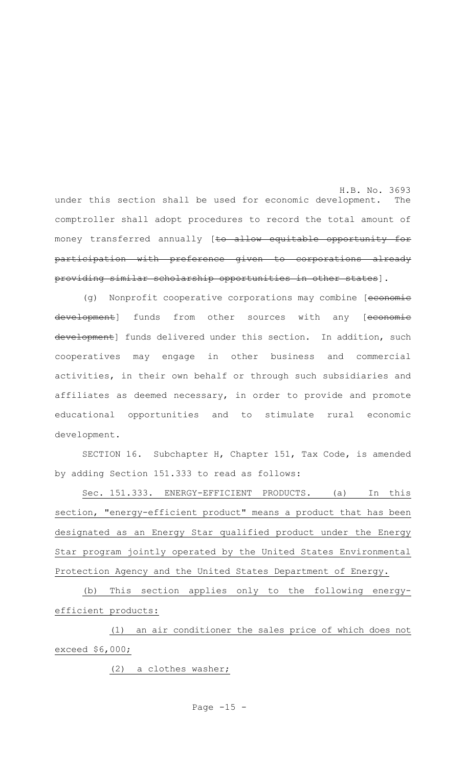under this section shall be used for economic development. The comptroller shall adopt procedures to record the total amount of money transferred annually [~~to allow equitable opportunity for participation with preference given to corporations already providing similar scholarship opportunities in other states~~].

(g) Nonprofit cooperative corporations may combine [~~economic development~~] funds from other sources with any [~~economic development~~] funds delivered under this section. In addition, such cooperatives may engage in other business and commercial activities, in their own behalf or through such subsidiaries and affiliates as deemed necessary, in order to provide and promote educational opportunities and to stimulate rural economic development.

SECTION 16. Subchapter H, Chapter 151, Tax Code, is amended by adding Section 151.333 to read as follows:

<u>Sec. 151.333. ENERGY-EFFICIENT PRODUCTS. (a) In this section, "energy-efficient product" means a product that has been designated as an Energy Star qualified product under the Energy Star program jointly operated by the United States Environmental Protection Agency and the United States Department of Energy.</u>

<u>(b) This section applies only to the following energy-efficient products:</u>

<u>(1) an air conditioner the sales price of which does not exceed $6,000;</u>

<u>(2) a clothes washer;</u>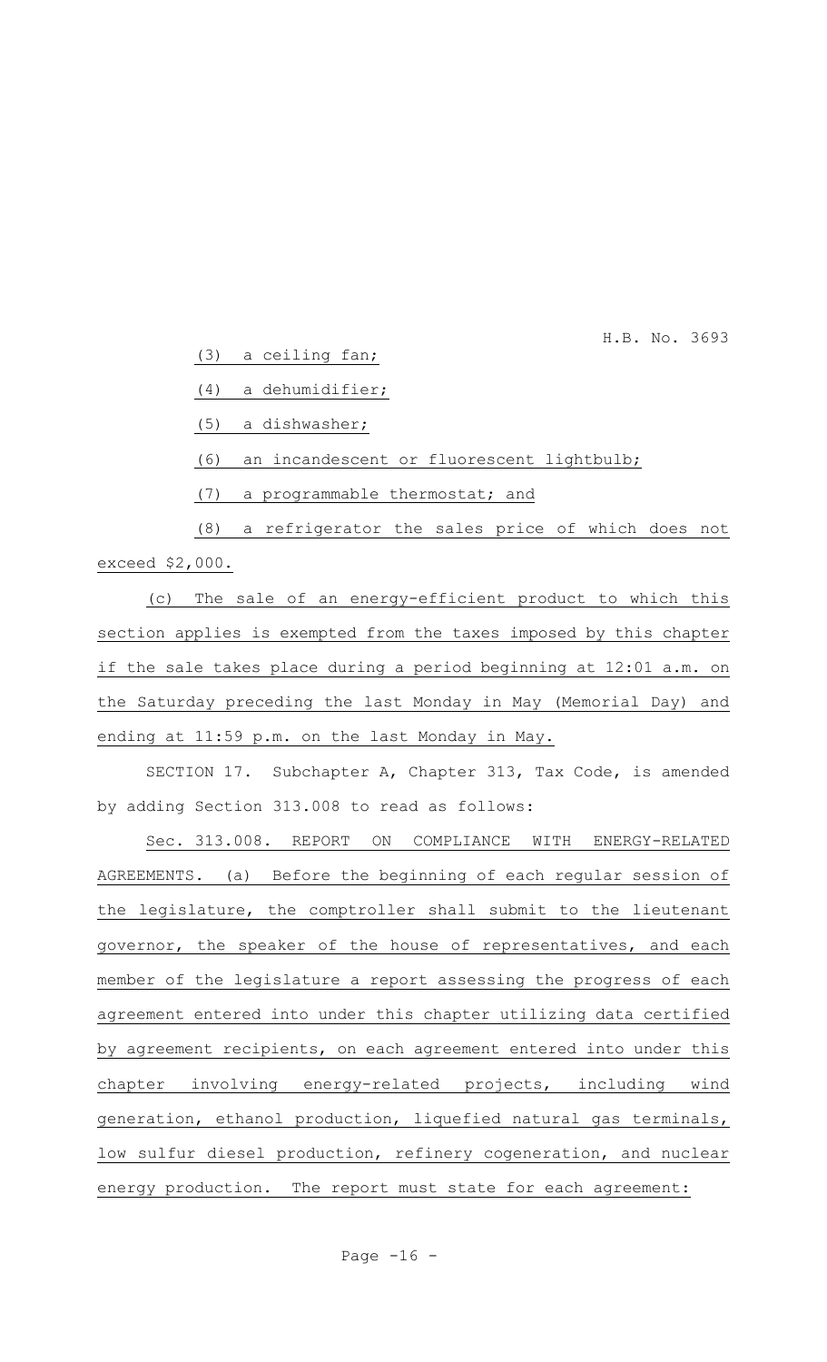(3) a ceiling fan;

(4) a dehumidifier;

(5) a dishwasher;

(6) an incandescent or fluorescent lightbulb;

(7) a programmable thermostat; and

(8) a refrigerator the sales price of which does not exceed $2,000.

(c) The sale of an energy-efficient product to which this section applies is exempted from the taxes imposed by this chapter if the sale takes place during a period beginning at 12:01 a.m. on the Saturday preceding the last Monday in May (Memorial Day) and ending at 11:59 p.m. on the last Monday in May.

SECTION 17. Subchapter A, Chapter 313, Tax Code, is amended by adding Section 313.008 to read as follows:

Sec. 313.008. REPORT ON COMPLIANCE WITH ENERGY-RELATED AGREEMENTS. (a) Before the beginning of each regular session of the legislature, the comptroller shall submit to the lieutenant governor, the speaker of the house of representatives, and each member of the legislature a report assessing the progress of each agreement entered into under this chapter utilizing data certified by agreement recipients, on each agreement entered into under this chapter involving energy-related projects, including wind generation, ethanol production, liquefied natural gas terminals, low sulfur diesel production, refinery cogeneration, and nuclear energy production. The report must state for each agreement: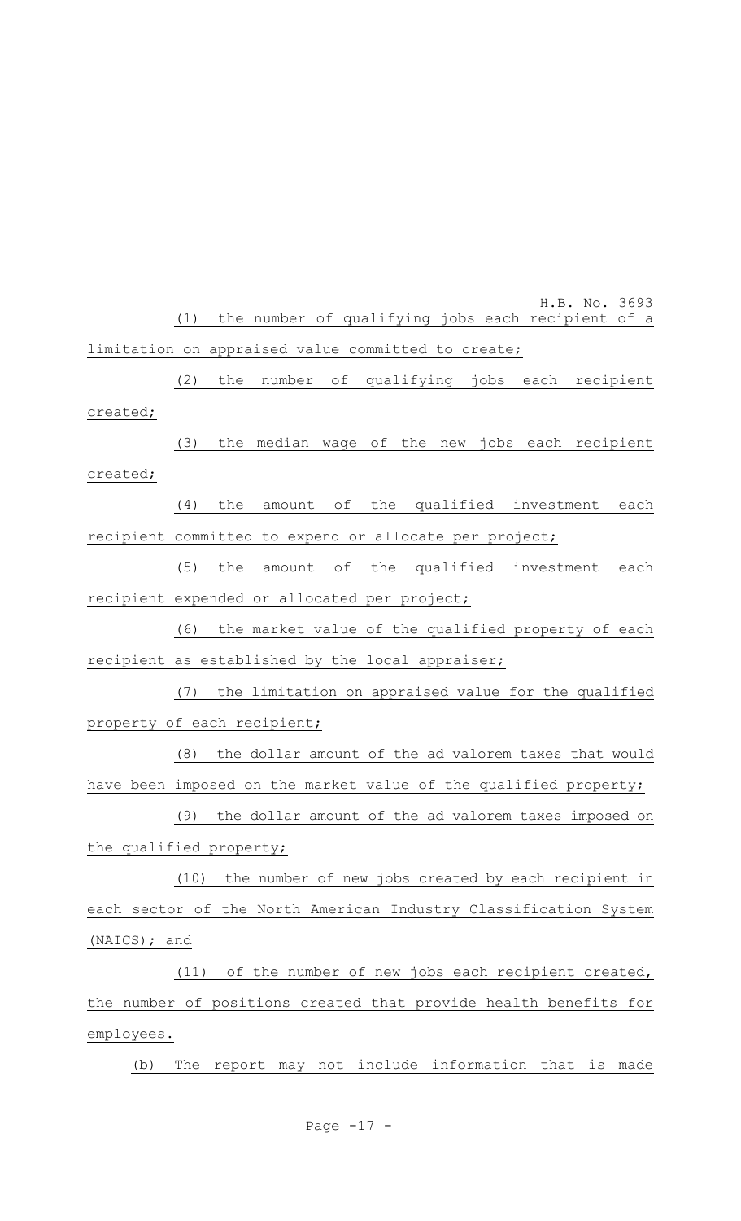(1) the number of qualifying jobs each recipient of a limitation on appraised value committed to create;

(2) the number of qualifying jobs each recipient created;

(3) the median wage of the new jobs each recipient created;

(4) the amount of the qualified investment each recipient committed to expend or allocate per project;

(5) the amount of the qualified investment each recipient expended or allocated per project;

(6) the market value of the qualified property of each recipient as established by the local appraiser;

(7) the limitation on appraised value for the qualified property of each recipient;

(8) the dollar amount of the ad valorem taxes that would have been imposed on the market value of the qualified property;

(9) the dollar amount of the ad valorem taxes imposed on the qualified property;

(10) the number of new jobs created by each recipient in each sector of the North American Industry Classification System (NAICS); and

(11) of the number of new jobs each recipient created, the number of positions created that provide health benefits for employees.

(b) The report may not include information that is made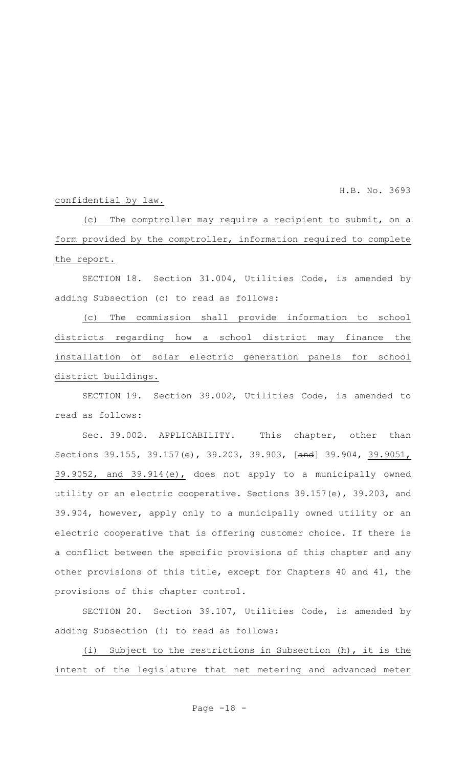confidential by law.

(c) The comptroller may require a recipient to submit, on a form provided by the comptroller, information required to complete the report.

SECTION 18. Section 31.004, Utilities Code, is amended by adding Subsection (c) to read as follows:

(c) The commission shall provide information to school districts regarding how a school district may finance the installation of solar electric generation panels for school district buildings.

SECTION 19. Section 39.002, Utilities Code, is amended to read as follows:

Sec. 39.002. APPLICABILITY. This chapter, other than Sections 39.155, 39.157(e), 39.203, 39.903, [and] 39.904, 39.9051, 39.9052, and 39.914(e), does not apply to a municipally owned utility or an electric cooperative. Sections 39.157(e), 39.203, and 39.904, however, apply only to a municipally owned utility or an electric cooperative that is offering customer choice. If there is a conflict between the specific provisions of this chapter and any other provisions of this title, except for Chapters 40 and 41, the provisions of this chapter control.

SECTION 20. Section 39.107, Utilities Code, is amended by adding Subsection (i) to read as follows:

(i) Subject to the restrictions in Subsection (h), it is the intent of the legislature that net metering and advanced meter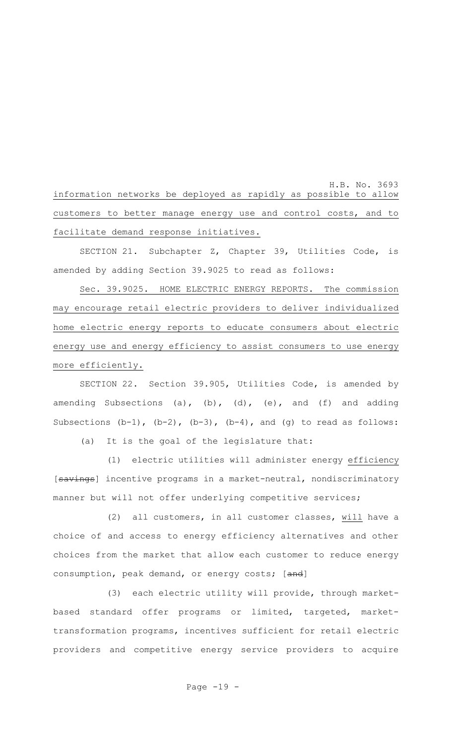information networks be deployed as rapidly as possible to allow customers to better manage energy use and control costs, and to facilitate demand response initiatives.

SECTION 21. Subchapter Z, Chapter 39, Utilities Code, is amended by adding Section 39.9025 to read as follows:

Sec. 39.9025. HOME ELECTRIC ENERGY REPORTS. The commission may encourage retail electric providers to deliver individualized home electric energy reports to educate consumers about electric energy use and energy efficiency to assist consumers to use energy more efficiently.

SECTION 22. Section 39.905, Utilities Code, is amended by amending Subsections (a), (b), (d), (e), and (f) and adding Subsections (b-1), (b-2), (b-3), (b-4), and (g) to read as follows:

(a) It is the goal of the legislature that:

(1) electric utilities will administer energy efficiency [~~savings~~] incentive programs in a market-neutral, nondiscriminatory manner but will not offer underlying competitive services;

(2) all customers, in all customer classes, will have a choice of and access to energy efficiency alternatives and other choices from the market that allow each customer to reduce energy consumption, peak demand, or energy costs; [~~and~~]

(3) each electric utility will provide, through market-based standard offer programs or limited, targeted, market-transformation programs, incentives sufficient for retail electric providers and competitive energy service providers to acquire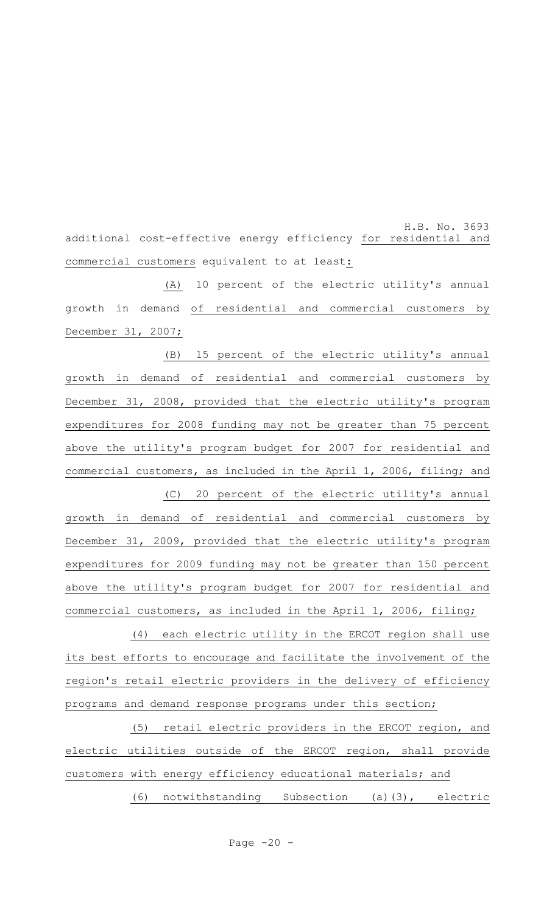additional cost-effective energy efficiency for residential and commercial customers equivalent to at least:

(A) 10 percent of the electric utility's annual growth in demand of residential and commercial customers by December 31, 2007;

(B) 15 percent of the electric utility's annual growth in demand of residential and commercial customers by December 31, 2008, provided that the electric utility's program expenditures for 2008 funding may not be greater than 75 percent above the utility's program budget for 2007 for residential and commercial customers, as included in the April 1, 2006, filing; and

(C) 20 percent of the electric utility's annual growth in demand of residential and commercial customers by December 31, 2009, provided that the electric utility's program expenditures for 2009 funding may not be greater than 150 percent above the utility's program budget for 2007 for residential and commercial customers, as included in the April 1, 2006, filing;

(4) each electric utility in the ERCOT region shall use its best efforts to encourage and facilitate the involvement of the region's retail electric providers in the delivery of efficiency programs and demand response programs under this section;

(5) retail electric providers in the ERCOT region, and electric utilities outside of the ERCOT region, shall provide customers with energy efficiency educational materials; and

(6) notwithstanding Subsection (a)(3), electric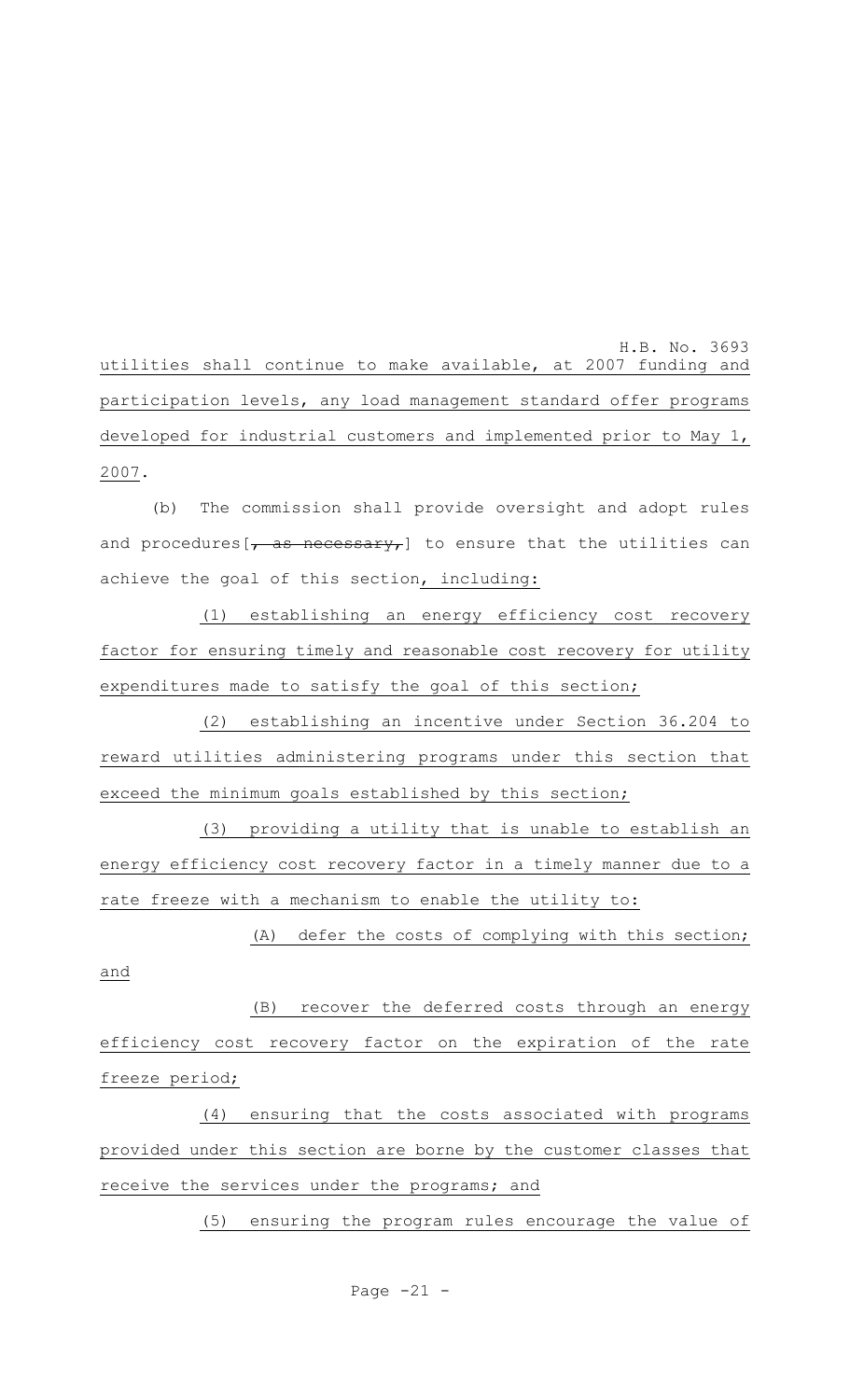utilities shall continue to make available, at 2007 funding and participation levels, any load management standard offer programs developed for industrial customers and implemented prior to May 1, 2007.

(b) The commission shall provide oversight and adopt rules and procedures[~~, as necessary,~~] to ensure that the utilities can achieve the goal of this section, including:

(1) establishing an energy efficiency cost recovery factor for ensuring timely and reasonable cost recovery for utility expenditures made to satisfy the goal of this section;

(2) establishing an incentive under Section 36.204 to reward utilities administering programs under this section that exceed the minimum goals established by this section;

(3) providing a utility that is unable to establish an energy efficiency cost recovery factor in a timely manner due to a rate freeze with a mechanism to enable the utility to:

(A) defer the costs of complying with this section; and

(B) recover the deferred costs through an energy efficiency cost recovery factor on the expiration of the rate freeze period;

(4) ensuring that the costs associated with programs provided under this section are borne by the customer classes that receive the services under the programs; and

(5) ensuring the program rules encourage the value of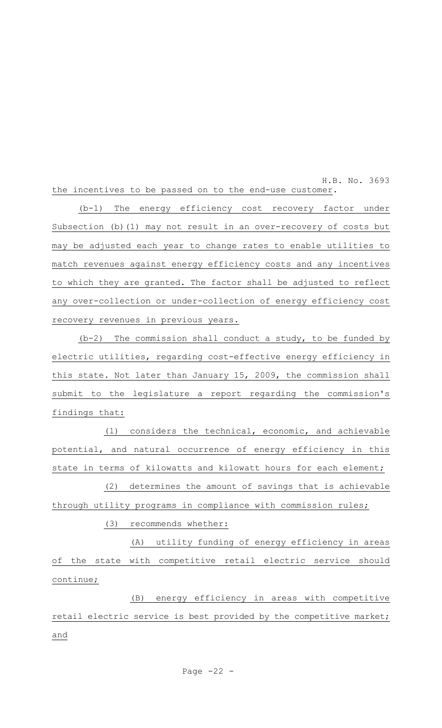the incentives to be passed on to the end-use customer.

(b-1) The energy efficiency cost recovery factor under Subsection (b)(1) may not result in an over-recovery of costs but may be adjusted each year to change rates to enable utilities to match revenues against energy efficiency costs and any incentives to which they are granted. The factor shall be adjusted to reflect any over-collection or under-collection of energy efficiency cost recovery revenues in previous years.

(b-2) The commission shall conduct a study, to be funded by electric utilities, regarding cost-effective energy efficiency in this state. Not later than January 15, 2009, the commission shall submit to the legislature a report regarding the commission's findings that:

(1) considers the technical, economic, and achievable potential, and natural occurrence of energy efficiency in this state in terms of kilowatts and kilowatt hours for each element;

(2) determines the amount of savings that is achievable through utility programs in compliance with commission rules;

(3) recommends whether:

(A) utility funding of energy efficiency in areas of the state with competitive retail electric service should continue;

(B) energy efficiency in areas with competitive retail electric service is best provided by the competitive market; and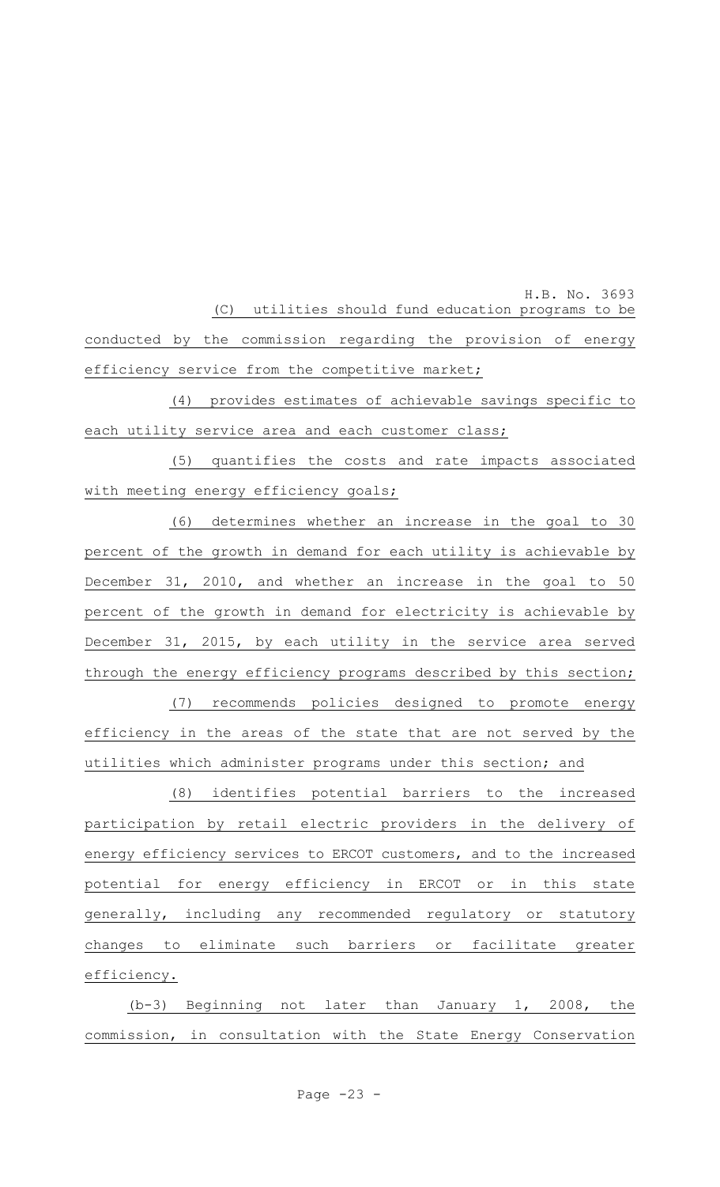(C) utilities should fund education programs to be conducted by the commission regarding the provision of energy efficiency service from the competitive market;

(4) provides estimates of achievable savings specific to each utility service area and each customer class;

(5) quantifies the costs and rate impacts associated with meeting energy efficiency goals;

(6) determines whether an increase in the goal to 30 percent of the growth in demand for each utility is achievable by December 31, 2010, and whether an increase in the goal to 50 percent of the growth in demand for electricity is achievable by December 31, 2015, by each utility in the service area served through the energy efficiency programs described by this section;

(7) recommends policies designed to promote energy efficiency in the areas of the state that are not served by the utilities which administer programs under this section; and

(8) identifies potential barriers to the increased participation by retail electric providers in the delivery of energy efficiency services to ERCOT customers, and to the increased potential for energy efficiency in ERCOT or in this state generally, including any recommended regulatory or statutory changes to eliminate such barriers or facilitate greater efficiency.

(b-3) Beginning not later than January 1, 2008, the commission, in consultation with the State Energy Conservation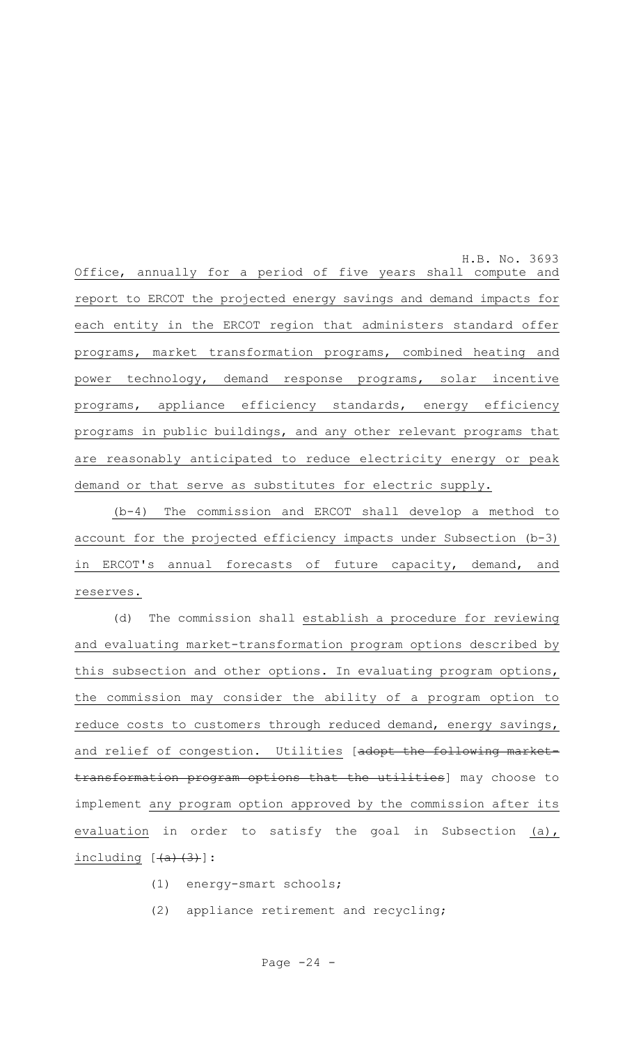Office, annually for a period of five years shall compute and report to ERCOT the projected energy savings and demand impacts for each entity in the ERCOT region that administers standard offer programs, market transformation programs, combined heating and power technology, demand response programs, solar incentive programs, appliance efficiency standards, energy efficiency programs in public buildings, and any other relevant programs that are reasonably anticipated to reduce electricity energy or peak demand or that serve as substitutes for electric supply.

(b-4) The commission and ERCOT shall develop a method to account for the projected efficiency impacts under Subsection (b-3) in ERCOT's annual forecasts of future capacity, demand, and reserves.

(d) The commission shall establish a procedure for reviewing and evaluating market-transformation program options described by this subsection and other options. In evaluating program options, the commission may consider the ability of a program option to reduce costs to customers through reduced demand, energy savings, and relief of congestion. Utilities [~~adopt the following market-transformation program options that the utilities~~] may choose to implement any program option approved by the commission after its evaluation in order to satisfy the goal in Subsection (a), including [~~(a)(3)~~]:

(1) energy-smart schools;

(2) appliance retirement and recycling;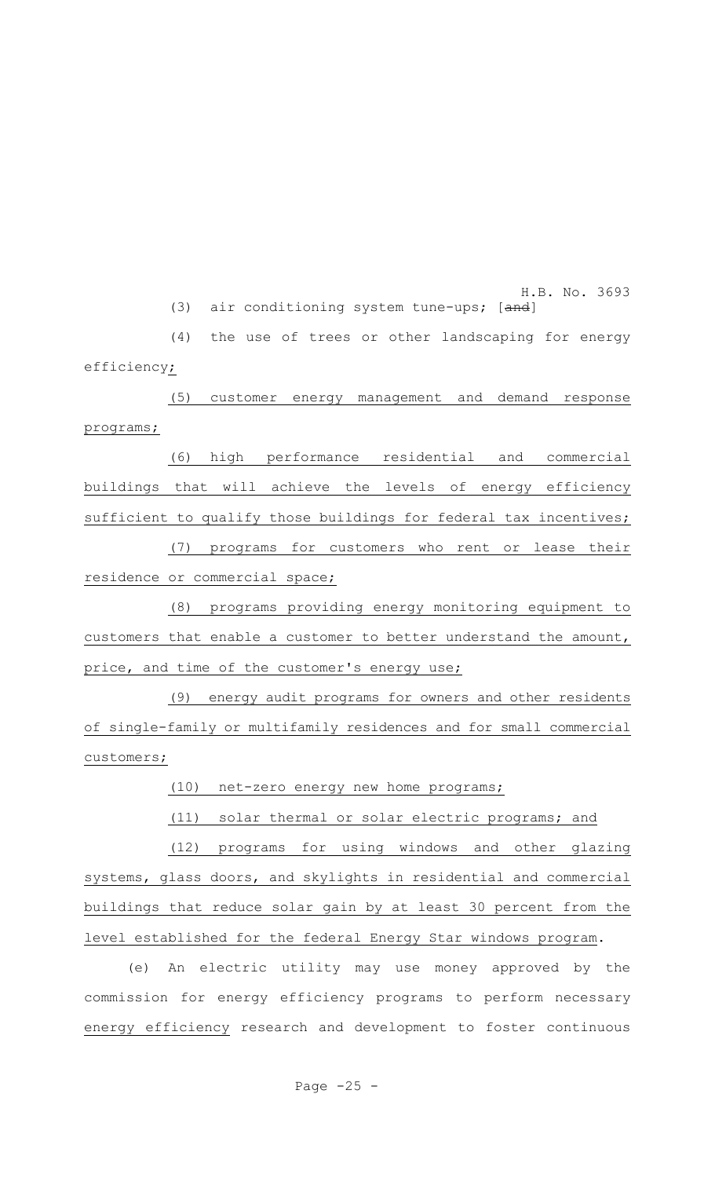(3) air conditioning system tune-ups; [~~and~~]

(4) the use of trees or other landscaping for energy efficiency<u>;</u>

<u>(5) customer energy management and demand response programs;</u>

<u>(6) high performance residential and commercial buildings that will achieve the levels of energy efficiency sufficient to qualify those buildings for federal tax incentives;</u>

<u>(7) programs for customers who rent or lease their residence or commercial space;</u>

<u>(8) programs providing energy monitoring equipment to customers that enable a customer to better understand the amount, price, and time of the customer's energy use;</u>

<u>(9) energy audit programs for owners and other residents of single-family or multifamily residences and for small commercial customers;</u>

<u>(10) net-zero energy new home programs;</u>

<u>(11) solar thermal or solar electric programs; and</u>

<u>(12) programs for using windows and other glazing systems, glass doors, and skylights in residential and commercial buildings that reduce solar gain by at least 30 percent from the level established for the federal Energy Star windows program</u>.

(e) An electric utility may use money approved by the commission for energy efficiency programs to perform necessary <u>energy efficiency</u> research and development to foster continuous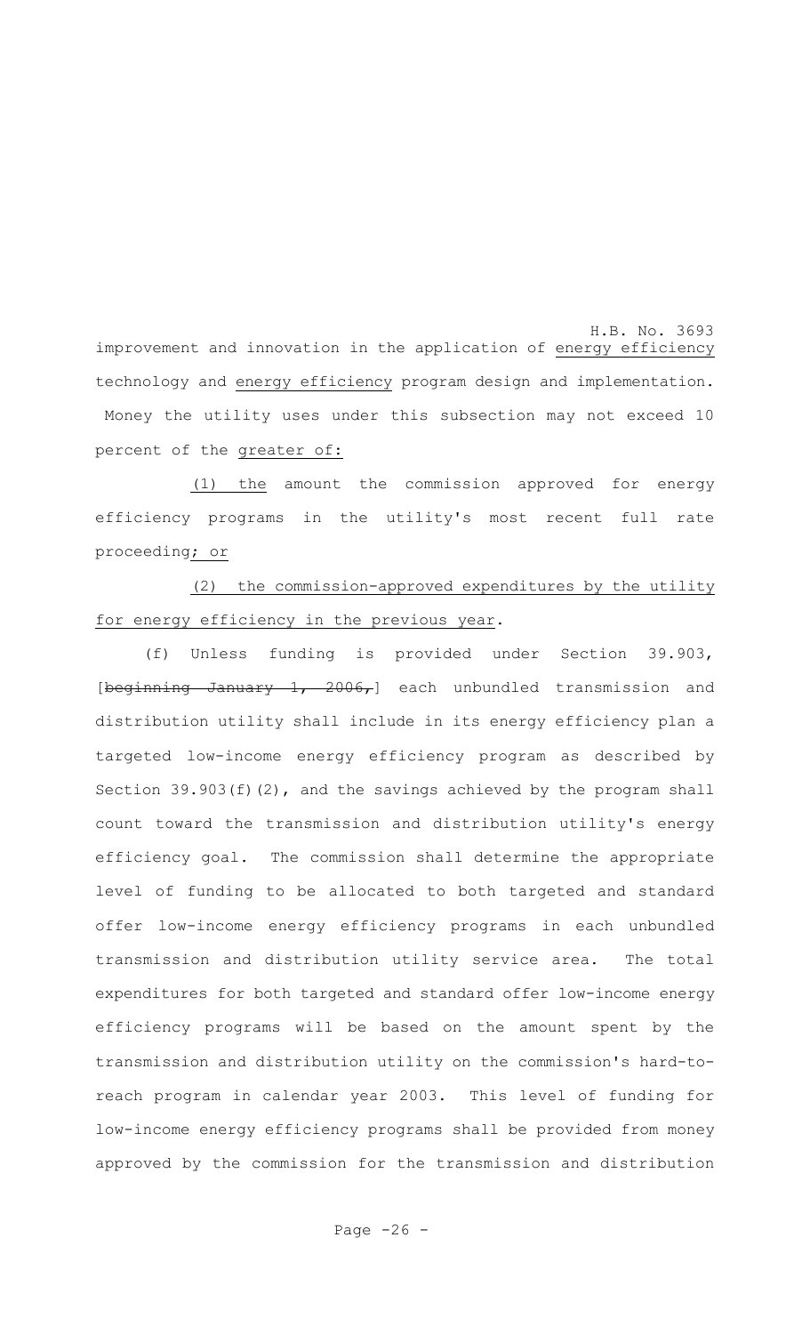improvement and innovation in the application of <u>energy efficiency</u> technology and <u>energy efficiency</u> program design and implementation. Money the utility uses under this subsection may not exceed 10 percent of the <u>greater of:</u>

<u>(1) the</u> amount the commission approved for energy efficiency programs in the utility's most recent full rate proceeding<u>; or</u>

<u>(2) the commission-approved expenditures by the utility for energy efficiency in the previous year</u>.

(f) Unless funding is provided under Section 39.903, [~~beginning January 1, 2006,~~] each unbundled transmission and distribution utility shall include in its energy efficiency plan a targeted low-income energy efficiency program as described by Section 39.903(f)(2), and the savings achieved by the program shall count toward the transmission and distribution utility's energy efficiency goal. The commission shall determine the appropriate level of funding to be allocated to both targeted and standard offer low-income energy efficiency programs in each unbundled transmission and distribution utility service area. The total expenditures for both targeted and standard offer low-income energy efficiency programs will be based on the amount spent by the transmission and distribution utility on the commission's hard-to-reach program in calendar year 2003. This level of funding for low-income energy efficiency programs shall be provided from money approved by the commission for the transmission and distribution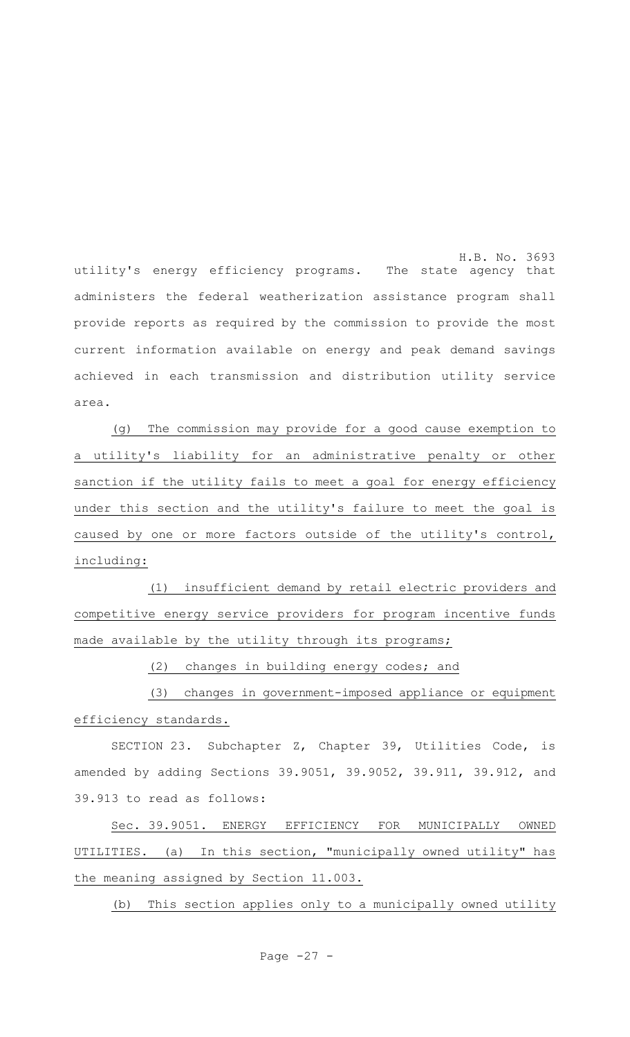utility's energy efficiency programs. The state agency that administers the federal weatherization assistance program shall provide reports as required by the commission to provide the most current information available on energy and peak demand savings achieved in each transmission and distribution utility service area.

(g) The commission may provide for a good cause exemption to a utility's liability for an administrative penalty or other sanction if the utility fails to meet a goal for energy efficiency under this section and the utility's failure to meet the goal is caused by one or more factors outside of the utility's control, including:

(1) insufficient demand by retail electric providers and competitive energy service providers for program incentive funds made available by the utility through its programs;

(2) changes in building energy codes; and

(3) changes in government-imposed appliance or equipment efficiency standards.

SECTION 23. Subchapter Z, Chapter 39, Utilities Code, is amended by adding Sections 39.9051, 39.9052, 39.911, 39.912, and 39.913 to read as follows:

Sec. 39.9051. ENERGY EFFICIENCY FOR MUNICIPALLY OWNED UTILITIES. (a) In this section, "municipally owned utility" has the meaning assigned by Section 11.003.

(b) This section applies only to a municipally owned utility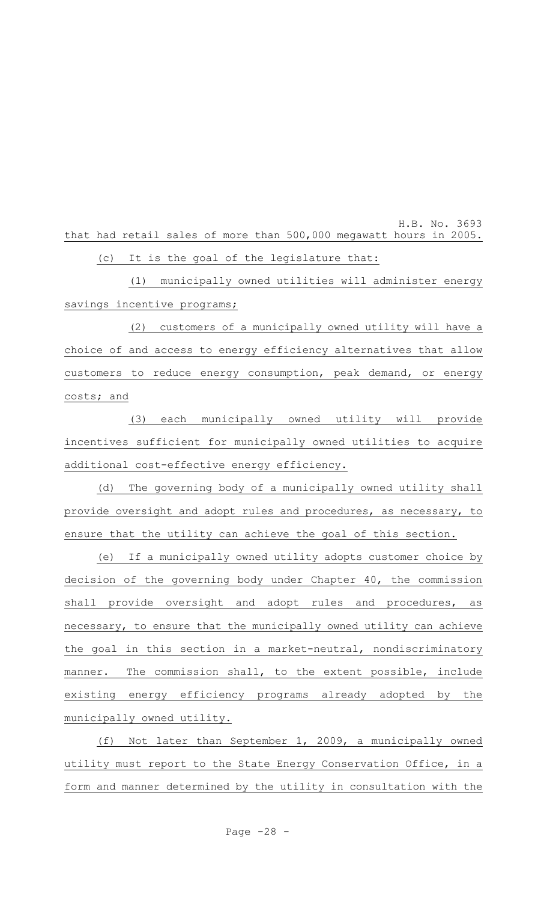that had retail sales of more than 500,000 megawatt hours in 2005.

(c) It is the goal of the legislature that:

(1) municipally owned utilities will administer energy savings incentive programs;

(2) customers of a municipally owned utility will have a choice of and access to energy efficiency alternatives that allow customers to reduce energy consumption, peak demand, or energy costs; and

(3) each municipally owned utility will provide incentives sufficient for municipally owned utilities to acquire additional cost-effective energy efficiency.

(d) The governing body of a municipally owned utility shall provide oversight and adopt rules and procedures, as necessary, to ensure that the utility can achieve the goal of this section.

(e) If a municipally owned utility adopts customer choice by decision of the governing body under Chapter 40, the commission shall provide oversight and adopt rules and procedures, as necessary, to ensure that the municipally owned utility can achieve the goal in this section in a market-neutral, nondiscriminatory manner. The commission shall, to the extent possible, include existing energy efficiency programs already adopted by the municipally owned utility.

(f) Not later than September 1, 2009, a municipally owned utility must report to the State Energy Conservation Office, in a form and manner determined by the utility in consultation with the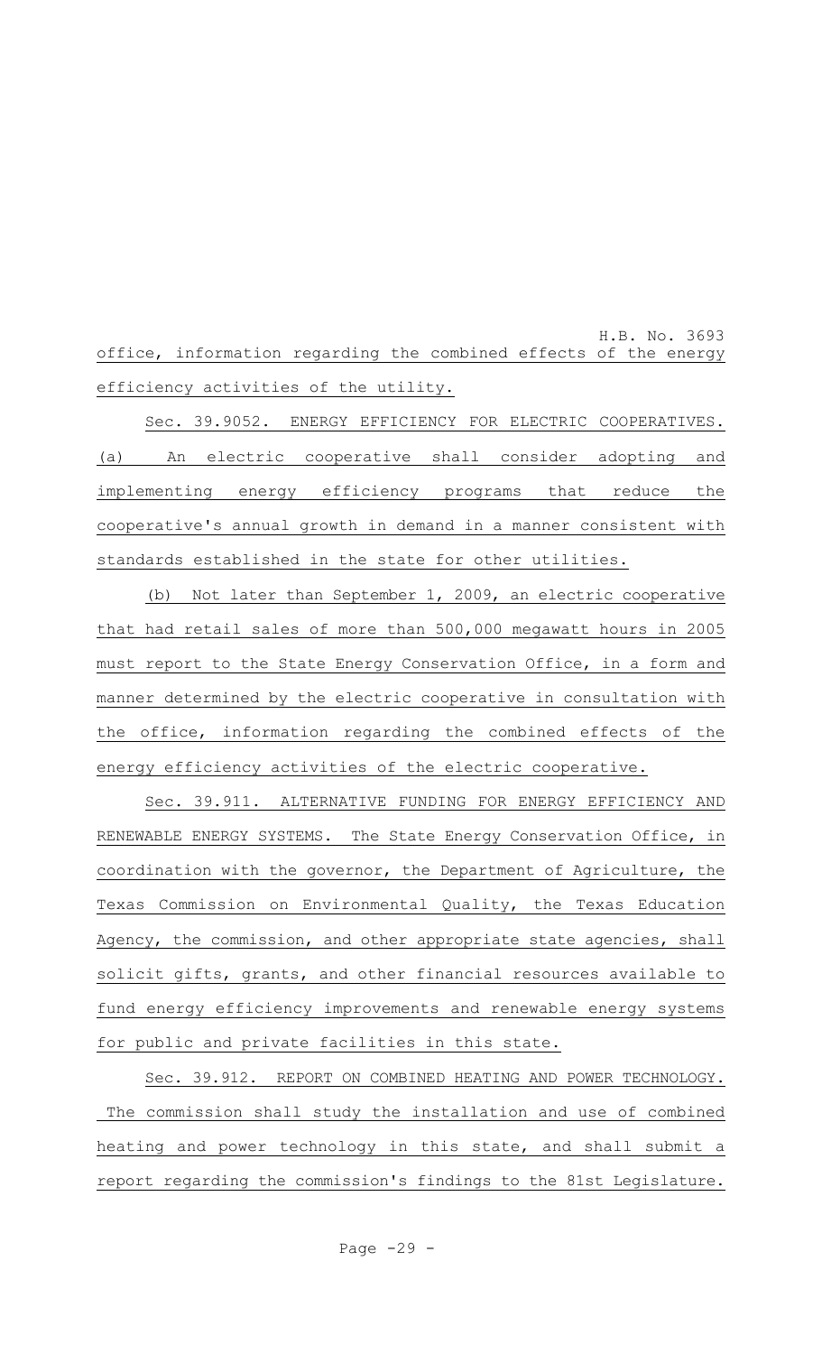office, information regarding the combined effects of the energy efficiency activities of the utility.

Sec. 39.9052. ENERGY EFFICIENCY FOR ELECTRIC COOPERATIVES. (a) An electric cooperative shall consider adopting and implementing energy efficiency programs that reduce the cooperative's annual growth in demand in a manner consistent with standards established in the state for other utilities.

(b) Not later than September 1, 2009, an electric cooperative that had retail sales of more than 500,000 megawatt hours in 2005 must report to the State Energy Conservation Office, in a form and manner determined by the electric cooperative in consultation with the office, information regarding the combined effects of the energy efficiency activities of the electric cooperative.

Sec. 39.911. ALTERNATIVE FUNDING FOR ENERGY EFFICIENCY AND RENEWABLE ENERGY SYSTEMS. The State Energy Conservation Office, in coordination with the governor, the Department of Agriculture, the Texas Commission on Environmental Quality, the Texas Education Agency, the commission, and other appropriate state agencies, shall solicit gifts, grants, and other financial resources available to fund energy efficiency improvements and renewable energy systems for public and private facilities in this state.

Sec. 39.912. REPORT ON COMBINED HEATING AND POWER TECHNOLOGY. The commission shall study the installation and use of combined heating and power technology in this state, and shall submit a report regarding the commission's findings to the 81st Legislature.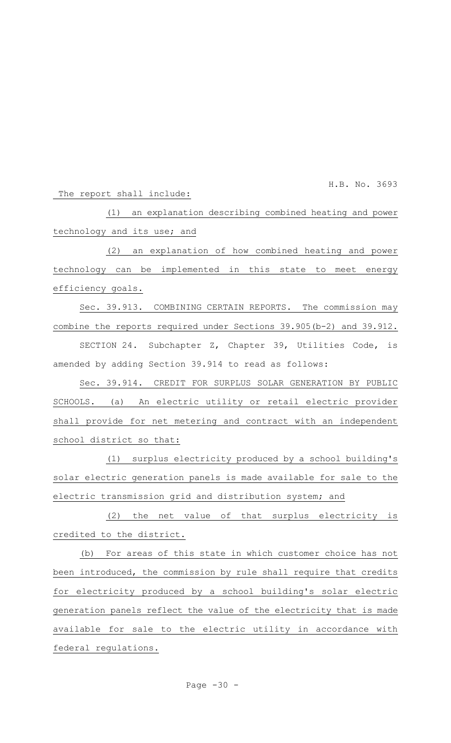The report shall include:

(1) an explanation describing combined heating and power technology and its use; and

(2) an explanation of how combined heating and power technology can be implemented in this state to meet energy efficiency goals.

Sec. 39.913. COMBINING CERTAIN REPORTS. The commission may combine the reports required under Sections 39.905(b-2) and 39.912.

SECTION 24. Subchapter Z, Chapter 39, Utilities Code, is amended by adding Section 39.914 to read as follows:

Sec. 39.914. CREDIT FOR SURPLUS SOLAR GENERATION BY PUBLIC SCHOOLS. (a) An electric utility or retail electric provider shall provide for net metering and contract with an independent school district so that:

(1) surplus electricity produced by a school building's solar electric generation panels is made available for sale to the electric transmission grid and distribution system; and

(2) the net value of that surplus electricity is credited to the district.

(b) For areas of this state in which customer choice has not been introduced, the commission by rule shall require that credits for electricity produced by a school building's solar electric generation panels reflect the value of the electricity that is made available for sale to the electric utility in accordance with federal regulations.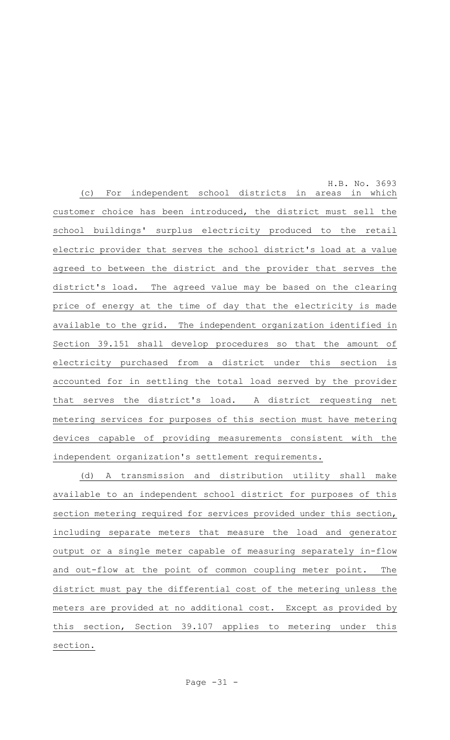(c) For independent school districts in areas in which customer choice has been introduced, the district must sell the school buildings' surplus electricity produced to the retail electric provider that serves the school district's load at a value agreed to between the district and the provider that serves the district's load. The agreed value may be based on the clearing price of energy at the time of day that the electricity is made available to the grid. The independent organization identified in Section 39.151 shall develop procedures so that the amount of electricity purchased from a district under this section is accounted for in settling the total load served by the provider that serves the district's load. A district requesting net metering services for purposes of this section must have metering devices capable of providing measurements consistent with the independent organization's settlement requirements.

(d) A transmission and distribution utility shall make available to an independent school district for purposes of this section metering required for services provided under this section, including separate meters that measure the load and generator output or a single meter capable of measuring separately in-flow and out-flow at the point of common coupling meter point. The district must pay the differential cost of the metering unless the meters are provided at no additional cost. Except as provided by this section, Section 39.107 applies to metering under this section.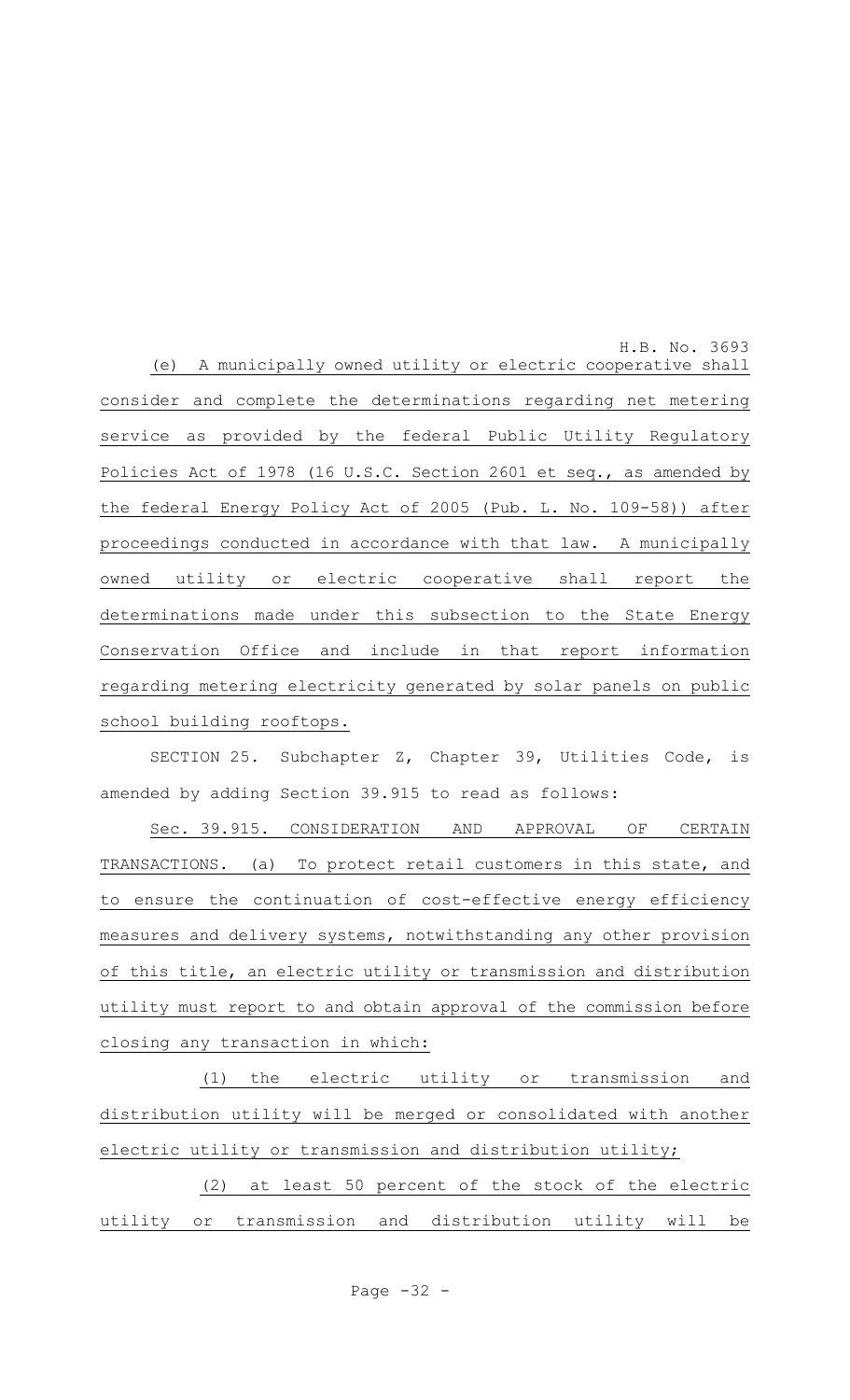(e) A municipally owned utility or electric cooperative shall consider and complete the determinations regarding net metering service as provided by the federal Public Utility Regulatory Policies Act of 1978 (16 U.S.C. Section 2601 et seq., as amended by the federal Energy Policy Act of 2005 (Pub. L. No. 109-58)) after proceedings conducted in accordance with that law. A municipally owned utility or electric cooperative shall report the determinations made under this subsection to the State Energy Conservation Office and include in that report information regarding metering electricity generated by solar panels on public school building rooftops.

SECTION 25. Subchapter Z, Chapter 39, Utilities Code, is amended by adding Section 39.915 to read as follows:

Sec. 39.915. CONSIDERATION AND APPROVAL OF CERTAIN TRANSACTIONS. (a) To protect retail customers in this state, and to ensure the continuation of cost-effective energy efficiency measures and delivery systems, notwithstanding any other provision of this title, an electric utility or transmission and distribution utility must report to and obtain approval of the commission before closing any transaction in which:

(1) the electric utility or transmission and distribution utility will be merged or consolidated with another electric utility or transmission and distribution utility;

(2) at least 50 percent of the stock of the electric utility or transmission and distribution utility will be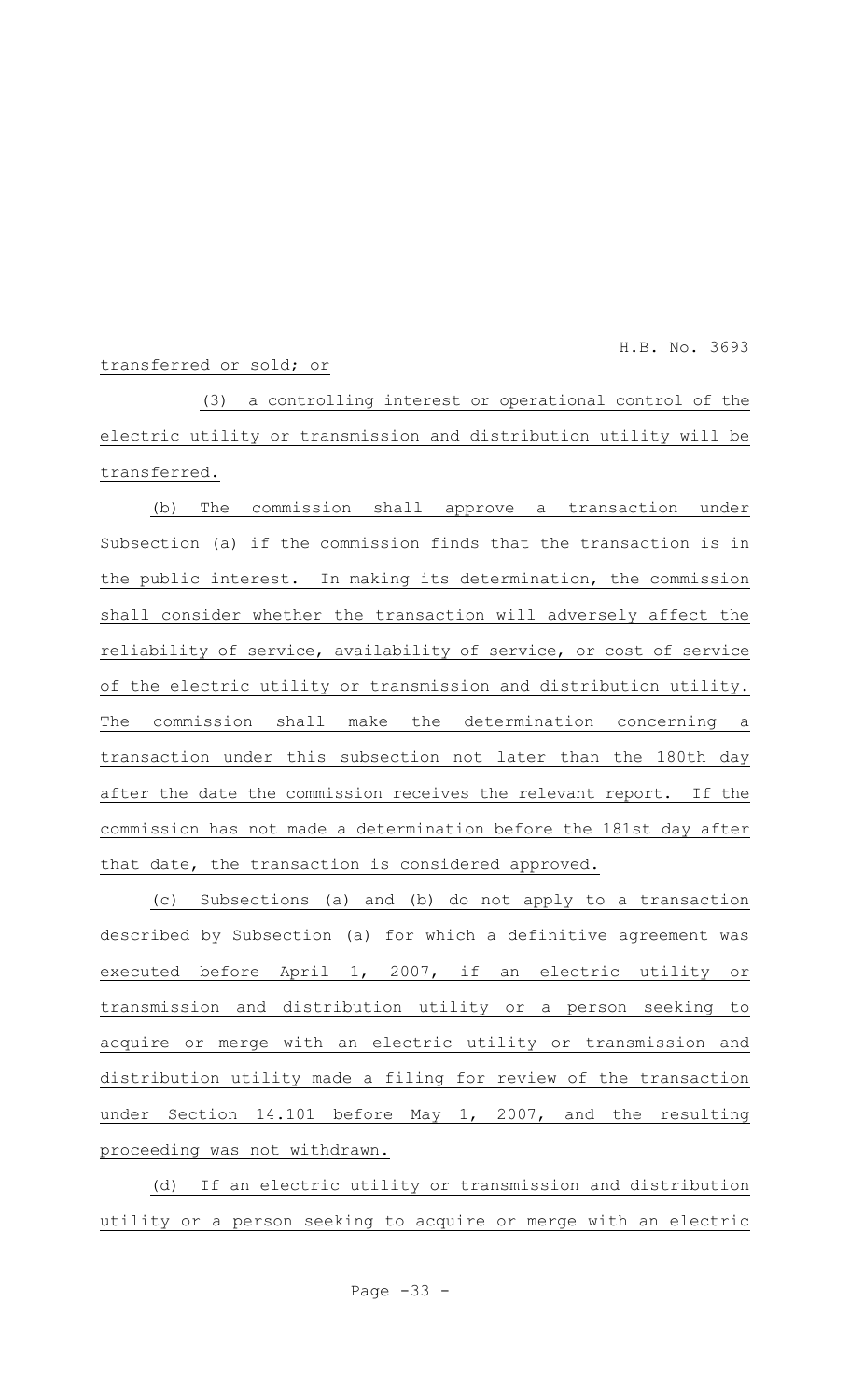transferred or sold; or

(3) a controlling interest or operational control of the electric utility or transmission and distribution utility will be transferred.

(b) The commission shall approve a transaction under Subsection (a) if the commission finds that the transaction is in the public interest. In making its determination, the commission shall consider whether the transaction will adversely affect the reliability of service, availability of service, or cost of service of the electric utility or transmission and distribution utility. The commission shall make the determination concerning a transaction under this subsection not later than the 180th day after the date the commission receives the relevant report. If the commission has not made a determination before the 181st day after that date, the transaction is considered approved.

(c) Subsections (a) and (b) do not apply to a transaction described by Subsection (a) for which a definitive agreement was executed before April 1, 2007, if an electric utility or transmission and distribution utility or a person seeking to acquire or merge with an electric utility or transmission and distribution utility made a filing for review of the transaction under Section 14.101 before May 1, 2007, and the resulting proceeding was not withdrawn.

(d) If an electric utility or transmission and distribution utility or a person seeking to acquire or merge with an electric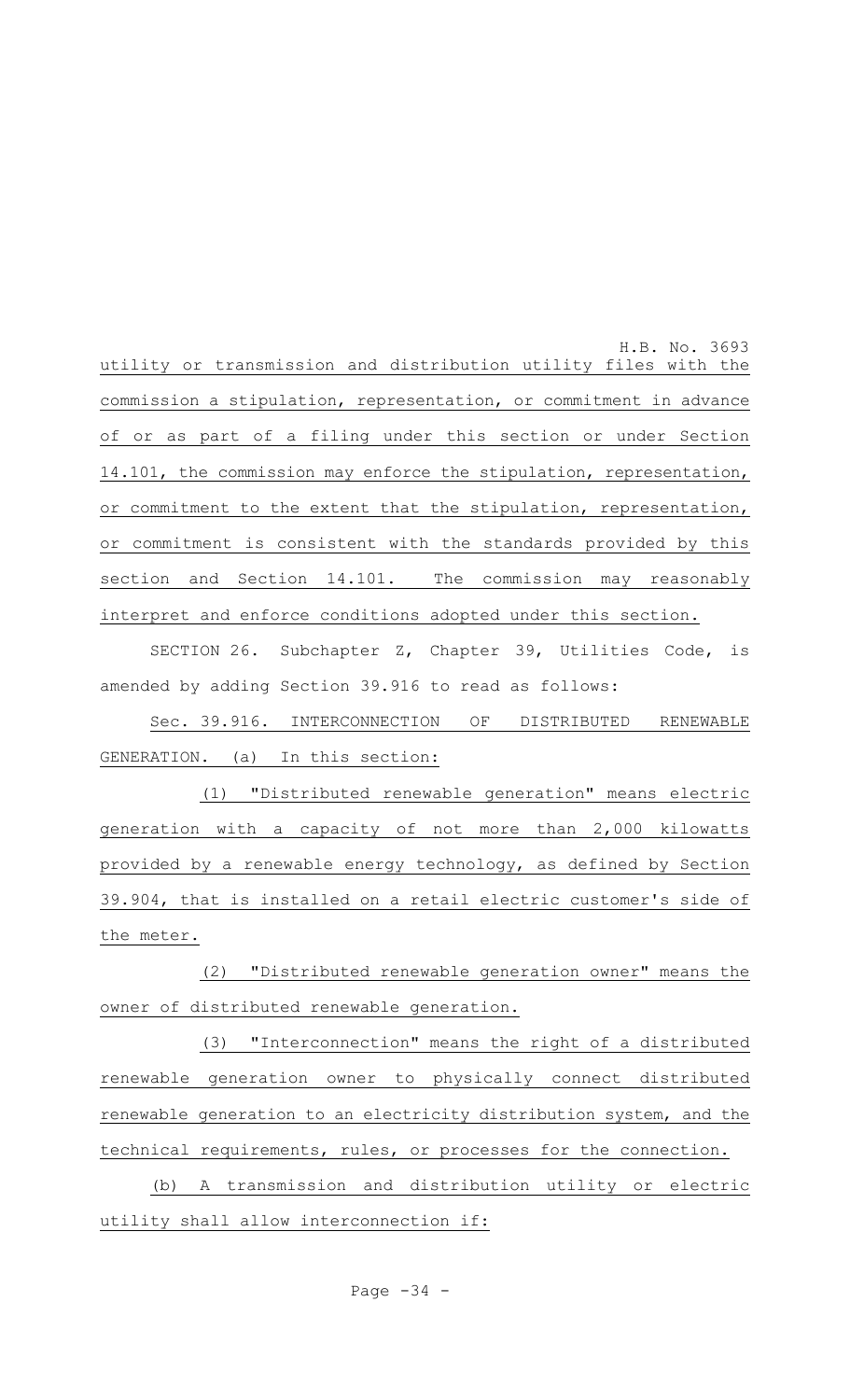utility or transmission and distribution utility files with the commission a stipulation, representation, or commitment in advance of or as part of a filing under this section or under Section 14.101, the commission may enforce the stipulation, representation, or commitment to the extent that the stipulation, representation, or commitment is consistent with the standards provided by this section and Section 14.101. The commission may reasonably interpret and enforce conditions adopted under this section.

SECTION 26. Subchapter Z, Chapter 39, Utilities Code, is amended by adding Section 39.916 to read as follows:

Sec. 39.916. INTERCONNECTION OF DISTRIBUTED RENEWABLE GENERATION. (a) In this section:

(1) "Distributed renewable generation" means electric generation with a capacity of not more than 2,000 kilowatts provided by a renewable energy technology, as defined by Section 39.904, that is installed on a retail electric customer's side of the meter.

(2) "Distributed renewable generation owner" means the owner of distributed renewable generation.

(3) "Interconnection" means the right of a distributed renewable generation owner to physically connect distributed renewable generation to an electricity distribution system, and the technical requirements, rules, or processes for the connection.

(b) A transmission and distribution utility or electric utility shall allow interconnection if: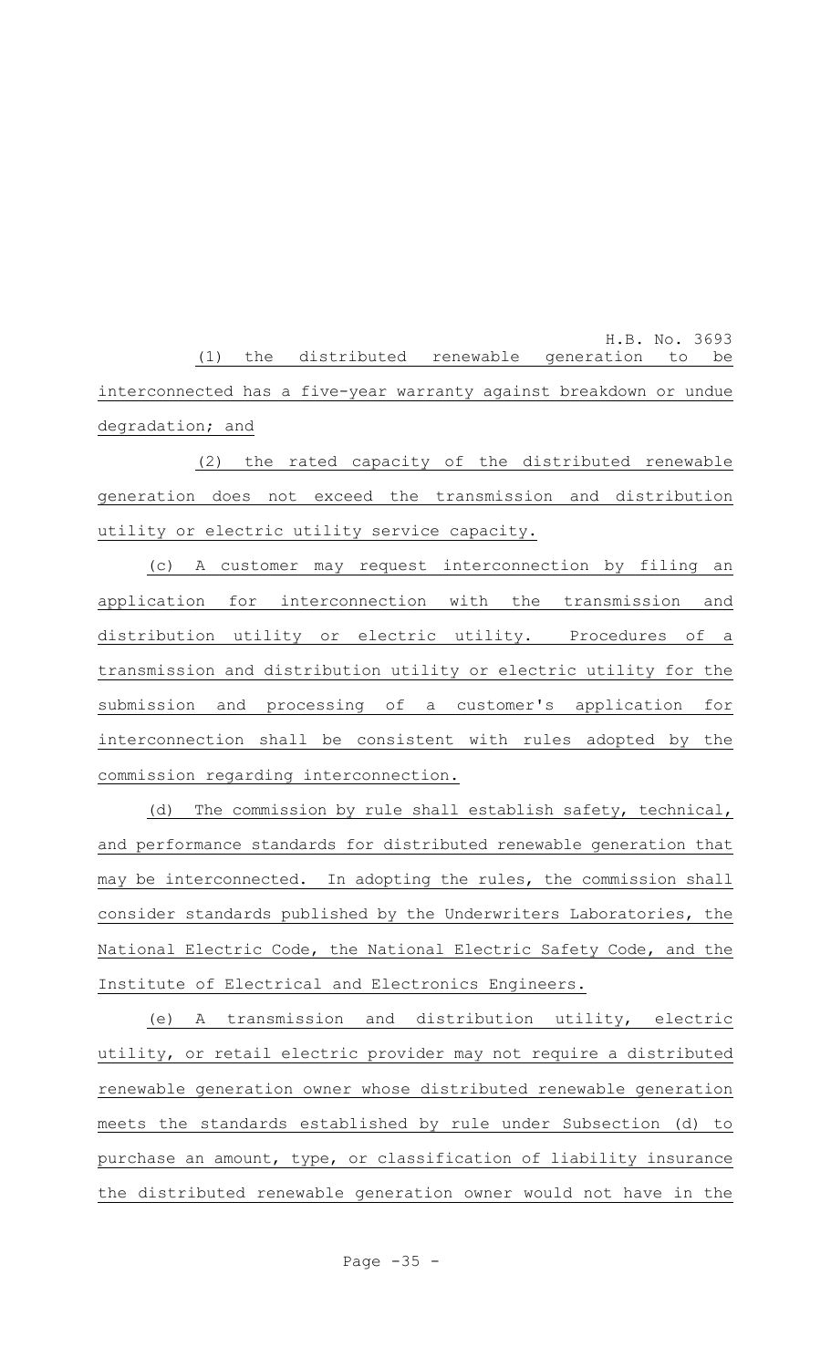(1) the distributed renewable generation to be interconnected has a five-year warranty against breakdown or undue degradation; and

(2) the rated capacity of the distributed renewable generation does not exceed the transmission and distribution utility or electric utility service capacity.

(c) A customer may request interconnection by filing an application for interconnection with the transmission and distribution utility or electric utility. Procedures of a transmission and distribution utility or electric utility for the submission and processing of a customer's application for interconnection shall be consistent with rules adopted by the commission regarding interconnection.

(d) The commission by rule shall establish safety, technical, and performance standards for distributed renewable generation that may be interconnected. In adopting the rules, the commission shall consider standards published by the Underwriters Laboratories, the National Electric Code, the National Electric Safety Code, and the Institute of Electrical and Electronics Engineers.

(e) A transmission and distribution utility, electric utility, or retail electric provider may not require a distributed renewable generation owner whose distributed renewable generation meets the standards established by rule under Subsection (d) to purchase an amount, type, or classification of liability insurance the distributed renewable generation owner would not have in the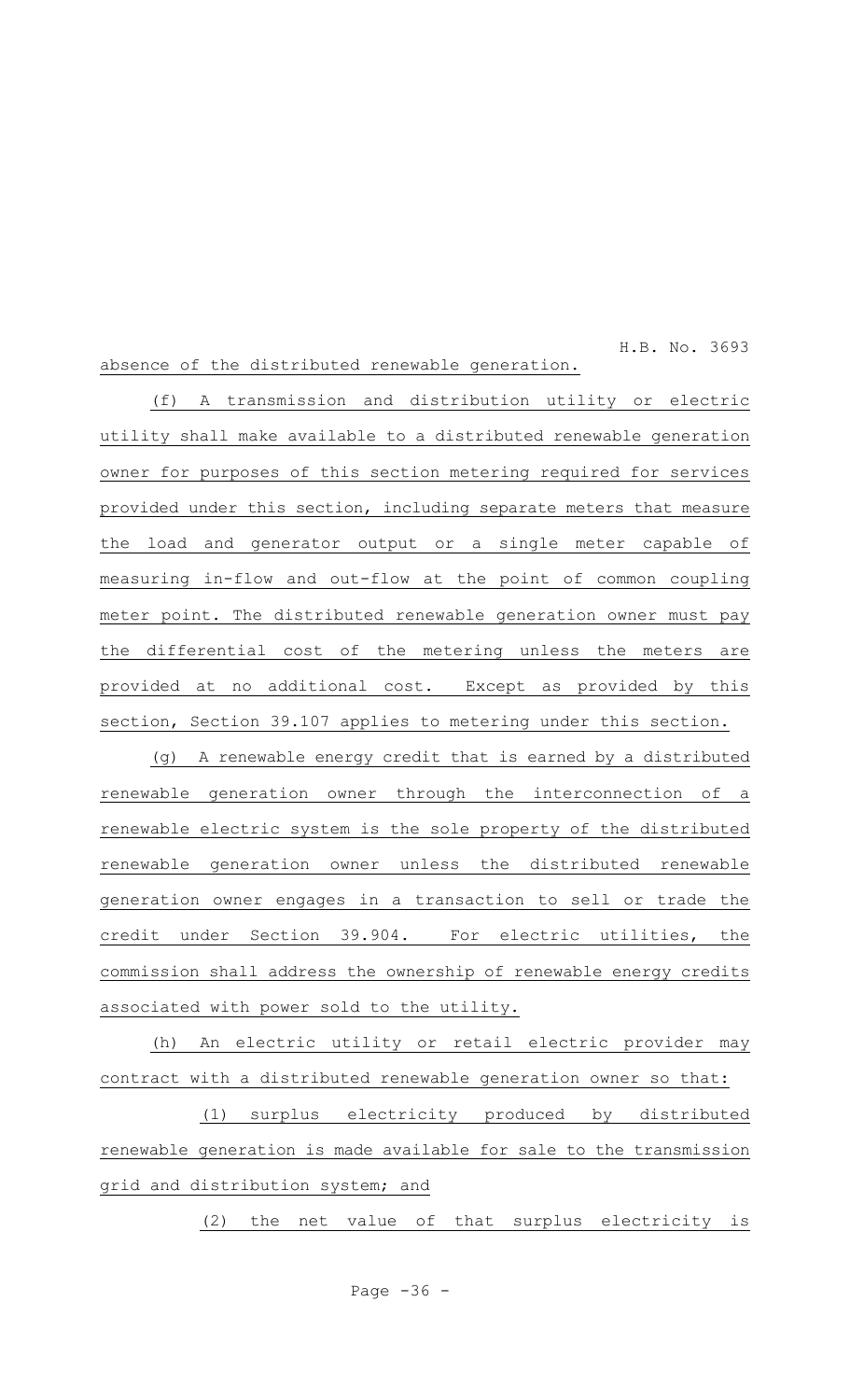absence of the distributed renewable generation.

(f) A transmission and distribution utility or electric utility shall make available to a distributed renewable generation owner for purposes of this section metering required for services provided under this section, including separate meters that measure the load and generator output or a single meter capable of measuring in-flow and out-flow at the point of common coupling meter point. The distributed renewable generation owner must pay the differential cost of the metering unless the meters are provided at no additional cost. Except as provided by this section, Section 39.107 applies to metering under this section.

(g) A renewable energy credit that is earned by a distributed renewable generation owner through the interconnection of a renewable electric system is the sole property of the distributed renewable generation owner unless the distributed renewable generation owner engages in a transaction to sell or trade the credit under Section 39.904. For electric utilities, the commission shall address the ownership of renewable energy credits associated with power sold to the utility.

(h) An electric utility or retail electric provider may contract with a distributed renewable generation owner so that:

(1) surplus electricity produced by distributed renewable generation is made available for sale to the transmission grid and distribution system; and

(2) the net value of that surplus electricity is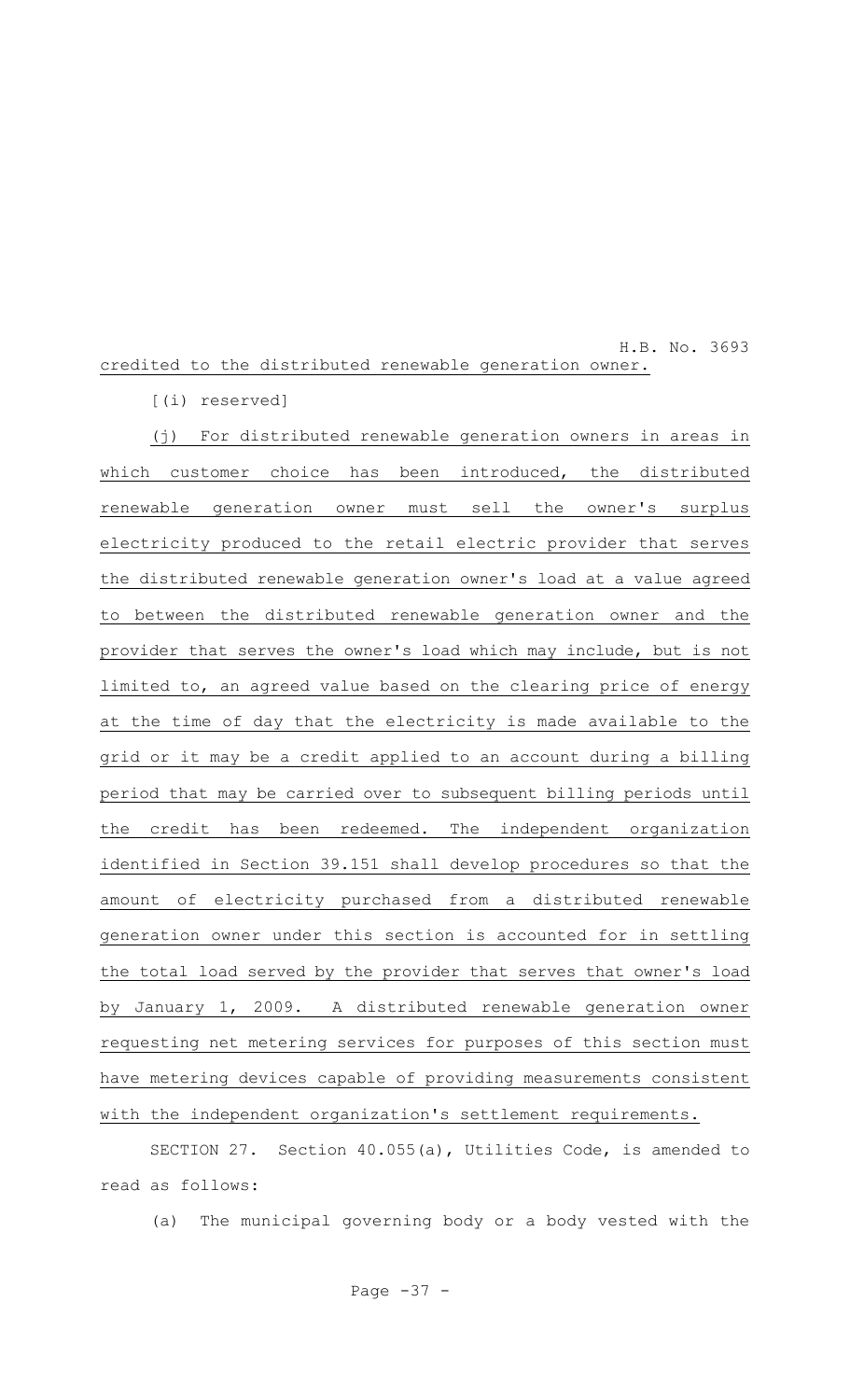credited to the distributed renewable generation owner.

[(i) reserved]

(j) For distributed renewable generation owners in areas in which customer choice has been introduced, the distributed renewable generation owner must sell the owner's surplus electricity produced to the retail electric provider that serves the distributed renewable generation owner's load at a value agreed to between the distributed renewable generation owner and the provider that serves the owner's load which may include, but is not limited to, an agreed value based on the clearing price of energy at the time of day that the electricity is made available to the grid or it may be a credit applied to an account during a billing period that may be carried over to subsequent billing periods until the credit has been redeemed. The independent organization identified in Section 39.151 shall develop procedures so that the amount of electricity purchased from a distributed renewable generation owner under this section is accounted for in settling the total load served by the provider that serves that owner's load by January 1, 2009. A distributed renewable generation owner requesting net metering services for purposes of this section must have metering devices capable of providing measurements consistent with the independent organization's settlement requirements.

SECTION 27. Section 40.055(a), Utilities Code, is amended to read as follows:

(a) The municipal governing body or a body vested with the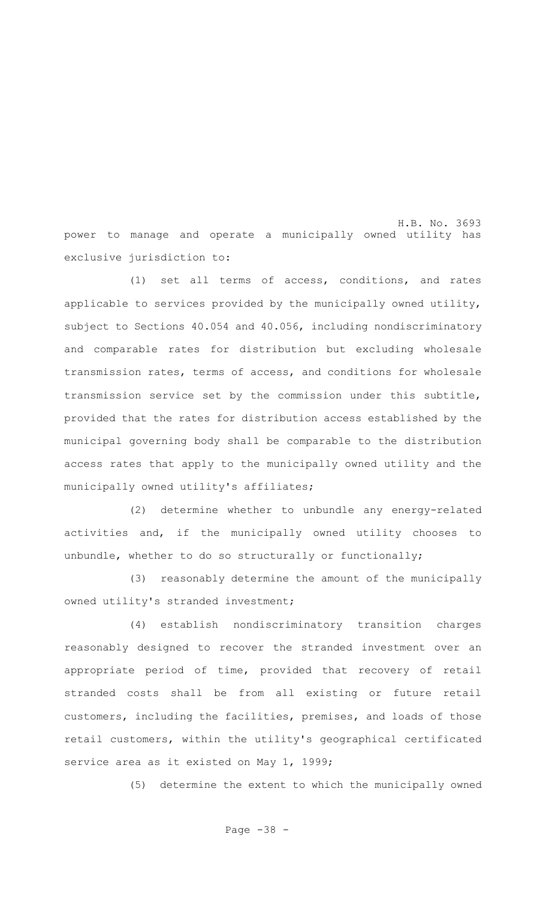power to manage and operate a municipally owned utility has exclusive jurisdiction to:

(1) set all terms of access, conditions, and rates applicable to services provided by the municipally owned utility, subject to Sections 40.054 and 40.056, including nondiscriminatory and comparable rates for distribution but excluding wholesale transmission rates, terms of access, and conditions for wholesale transmission service set by the commission under this subtitle, provided that the rates for distribution access established by the municipal governing body shall be comparable to the distribution access rates that apply to the municipally owned utility and the municipally owned utility's affiliates;

(2) determine whether to unbundle any energy-related activities and, if the municipally owned utility chooses to unbundle, whether to do so structurally or functionally;

(3) reasonably determine the amount of the municipally owned utility's stranded investment;

(4) establish nondiscriminatory transition charges reasonably designed to recover the stranded investment over an appropriate period of time, provided that recovery of retail stranded costs shall be from all existing or future retail customers, including the facilities, premises, and loads of those retail customers, within the utility's geographical certificated service area as it existed on May 1, 1999;

(5) determine the extent to which the municipally owned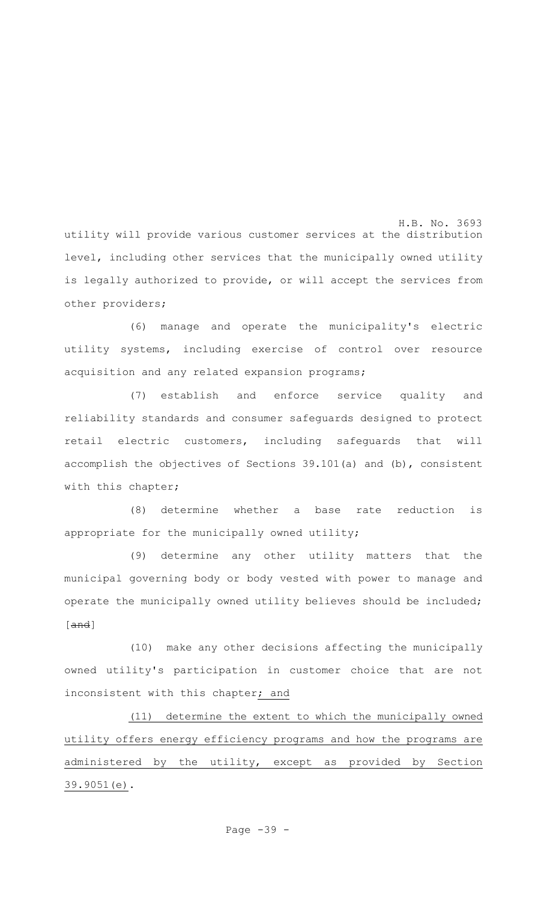utility will provide various customer services at the distribution level, including other services that the municipally owned utility is legally authorized to provide, or will accept the services from other providers;

(6) manage and operate the municipality's electric utility systems, including exercise of control over resource acquisition and any related expansion programs;

(7) establish and enforce service quality and reliability standards and consumer safeguards designed to protect retail electric customers, including safeguards that will accomplish the objectives of Sections 39.101(a) and (b), consistent with this chapter;

(8) determine whether a base rate reduction is appropriate for the municipally owned utility;

(9) determine any other utility matters that the municipal governing body or body vested with power to manage and operate the municipally owned utility believes should be included; [~~and~~]

(10) make any other decisions affecting the municipally owned utility's participation in customer choice that are not inconsistent with this chapter; and

(11) determine the extent to which the municipally owned utility offers energy efficiency programs and how the programs are administered by the utility, except as provided by Section 39.9051(e).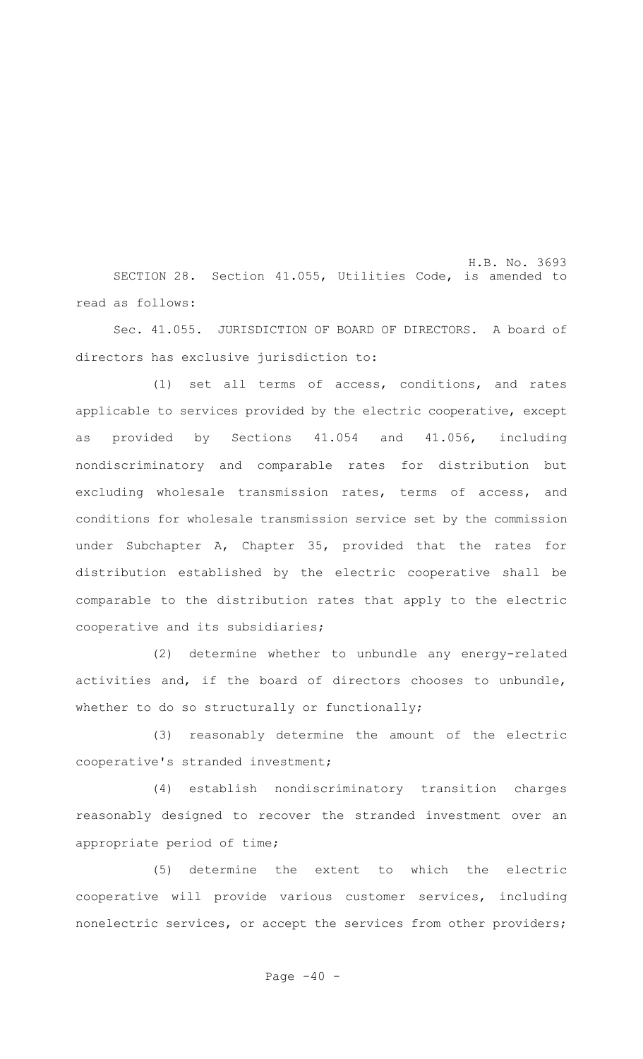SECTION 28. Section 41.055, Utilities Code, is amended to read as follows:

Sec. 41.055. JURISDICTION OF BOARD OF DIRECTORS. A board of directors has exclusive jurisdiction to:

(1) set all terms of access, conditions, and rates applicable to services provided by the electric cooperative, except as provided by Sections 41.054 and 41.056, including nondiscriminatory and comparable rates for distribution but excluding wholesale transmission rates, terms of access, and conditions for wholesale transmission service set by the commission under Subchapter A, Chapter 35, provided that the rates for distribution established by the electric cooperative shall be comparable to the distribution rates that apply to the electric cooperative and its subsidiaries;

(2) determine whether to unbundle any energy-related activities and, if the board of directors chooses to unbundle, whether to do so structurally or functionally;

(3) reasonably determine the amount of the electric cooperative's stranded investment;

(4) establish nondiscriminatory transition charges reasonably designed to recover the stranded investment over an appropriate period of time;

(5) determine the extent to which the electric cooperative will provide various customer services, including nonelectric services, or accept the services from other providers;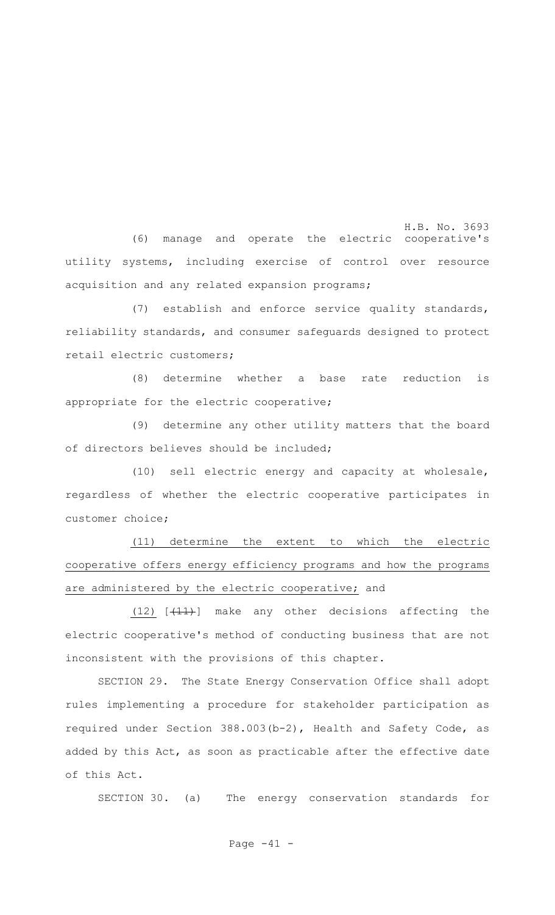(6) manage and operate the electric cooperative's utility systems, including exercise of control over resource acquisition and any related expansion programs;

(7) establish and enforce service quality standards, reliability standards, and consumer safeguards designed to protect retail electric customers;

(8) determine whether a base rate reduction is appropriate for the electric cooperative;

(9) determine any other utility matters that the board of directors believes should be included;

(10) sell electric energy and capacity at wholesale, regardless of whether the electric cooperative participates in customer choice;

<u>(11) determine the extent to which the electric cooperative offers energy efficiency programs and how the programs are administered by the electric cooperative;</u> and

<u>(12)</u> [~~(11)~~] make any other decisions affecting the electric cooperative's method of conducting business that are not inconsistent with the provisions of this chapter.

SECTION 29. The State Energy Conservation Office shall adopt rules implementing a procedure for stakeholder participation as required under Section 388.003(b-2), Health and Safety Code, as added by this Act, as soon as practicable after the effective date of this Act.

SECTION 30. (a) The energy conservation standards for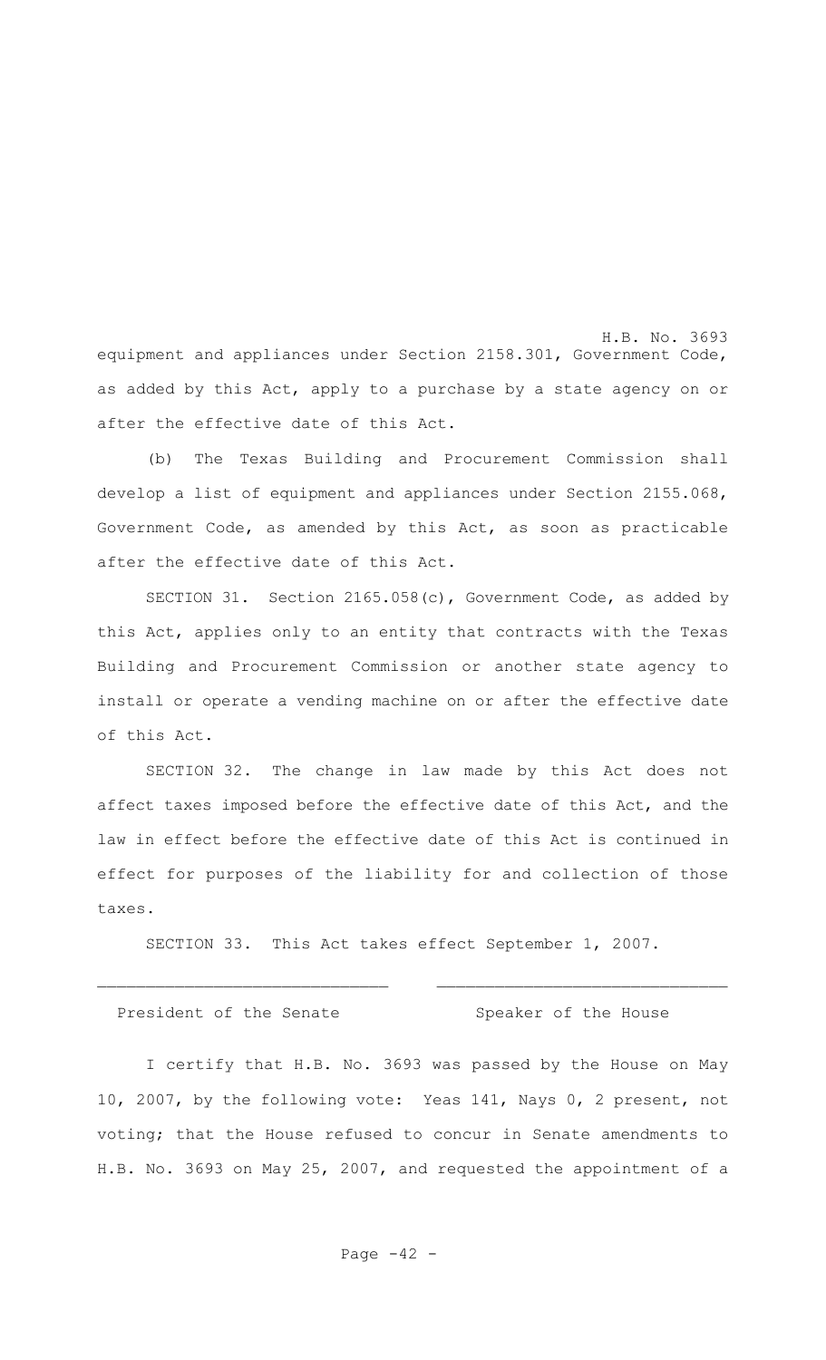equipment and appliances under Section 2158.301, Government Code, as added by this Act, apply to a purchase by a state agency on or after the effective date of this Act.

(b) The Texas Building and Procurement Commission shall develop a list of equipment and appliances under Section 2155.068, Government Code, as amended by this Act, as soon as practicable after the effective date of this Act.

SECTION 31. Section 2165.058(c), Government Code, as added by this Act, applies only to an entity that contracts with the Texas Building and Procurement Commission or another state agency to install or operate a vending machine on or after the effective date of this Act.

SECTION 32. The change in law made by this Act does not affect taxes imposed before the effective date of this Act, and the law in effect before the effective date of this Act is continued in effect for purposes of the liability for and collection of those taxes.

SECTION 33. This Act takes effect September 1, 2007.

______________________________ ______________________________

President of the Senate Speaker of the House

I certify that H.B. No. 3693 was passed by the House on May 10, 2007, by the following vote: Yeas 141, Nays 0, 2 present, not voting; that the House refused to concur in Senate amendments to H.B. No. 3693 on May 25, 2007, and requested the appointment of a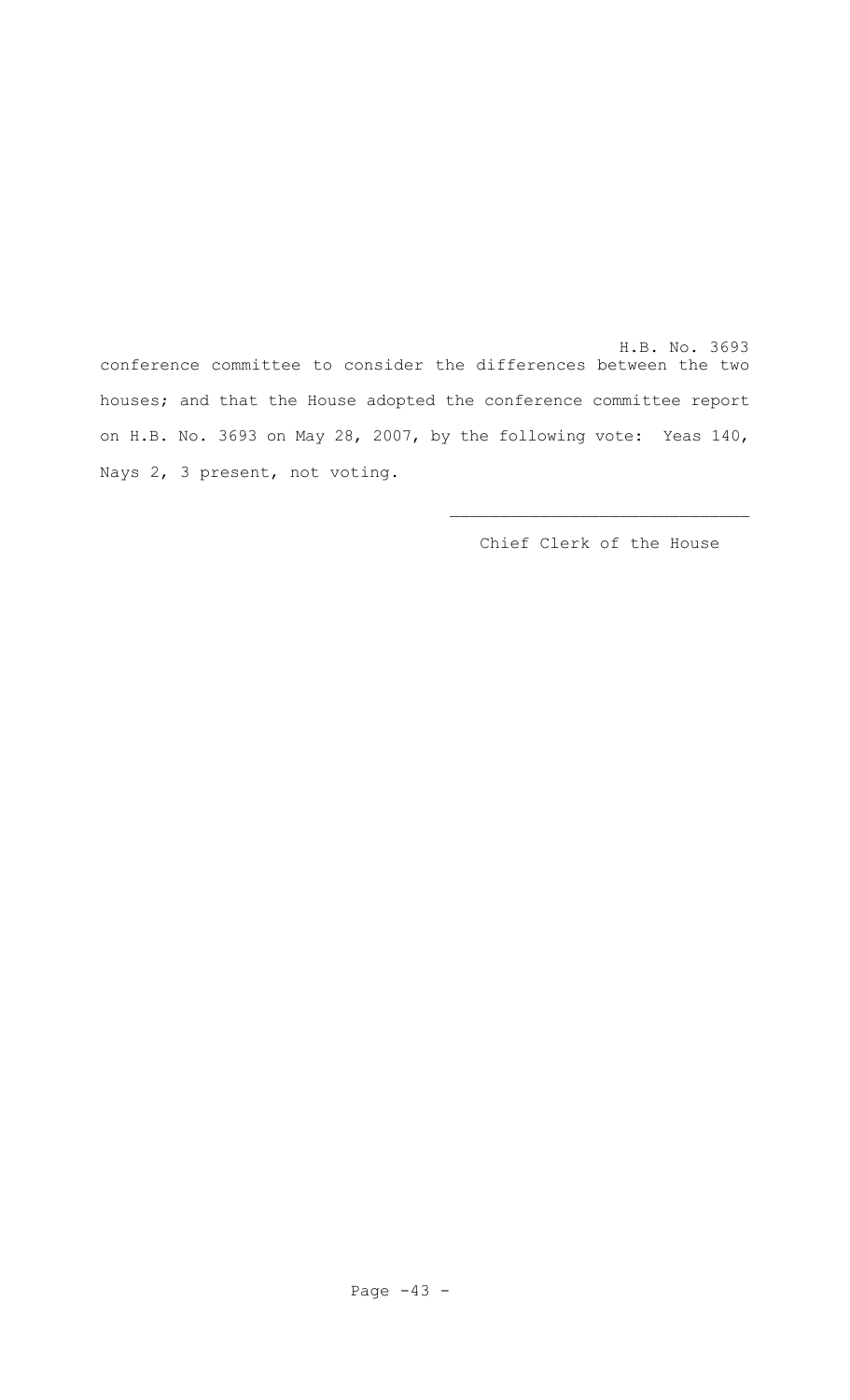conference committee to consider the differences between the two houses; and that the House adopted the conference committee report on H.B. No. 3693 on May 28, 2007, by the following vote: Yeas 140, Nays 2, 3 present, not voting.

______________________________

Chief Clerk of the House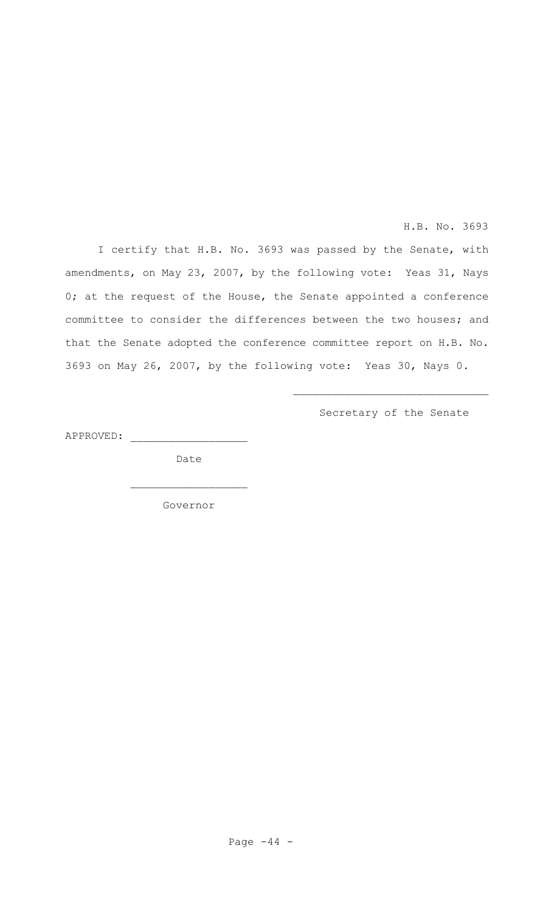H.B. No. 3693

I certify that H.B. No. 3693 was passed by the Senate, with amendments, on May 23, 2007, by the following vote: Yeas 31, Nays 0; at the request of the House, the Senate appointed a conference committee to consider the differences between the two houses; and that the Senate adopted the conference committee report on H.B. No. 3693 on May 26, 2007, by the following vote: Yeas 30, Nays 0.

______________________________

Secretary of the Senate

APPROVED: __________________

Date

__________________

Governor